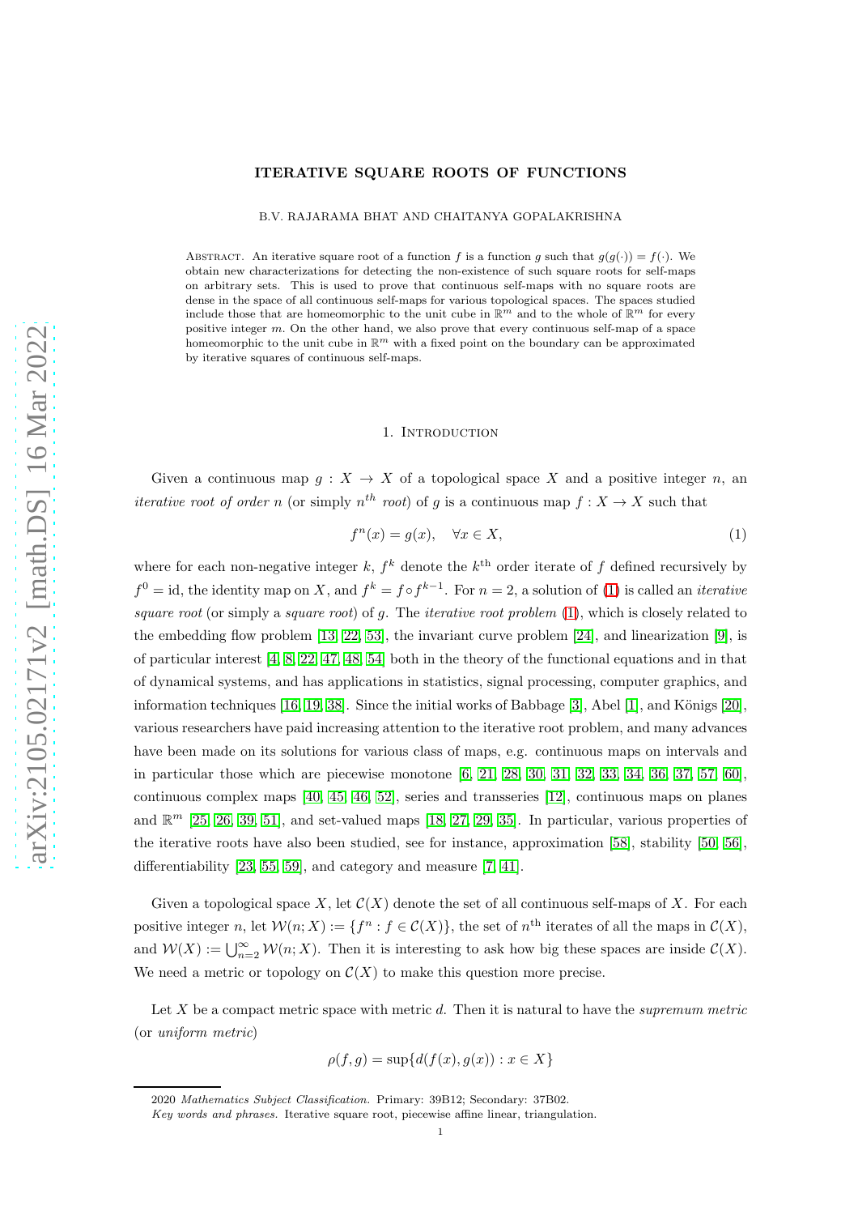# ITERATIVE SQUARE ROOTS OF FUNCTIONS

B.V. RAJARAMA BHAT AND CHAITANYA GOPALAKRISHNA

Abstract. An iterative square root of a function $f$ is a function $g$ such that $g(g(\cdot)) = f(\cdot)$. We obtain new characterizations for detecting the non-existence of such square roots for self-maps on arbitrary sets. This is used to prove that continuous self-maps with no square roots are dense in the space of all continuous self-maps for various topological spaces. The spaces studied include those that are homeomorphic to the unit cube in $\mathbb{R}^m$ and to the whole of $\mathbb{R}^m$ for every positive integer $m$. On the other hand, we also prove that every continuous self-map of a space homeomorphic to the unit cube in $\mathbb{R}^m$ with a fixed point on the boundary can be approximated by iterative squares of continuous self-maps.

## 1. Introduction

Given a continuous map $g : X \to X$ of a topological space $X$ and a positive integer $n$, an *iterative root of order* $n$ (or simply $n^{th}$ *root*) of $g$ is a continuous map $f : X \to X$ such that

$$f^n(x) = g(x), \quad \forall x \in X, \tag{1}$$

where for each non-negative integer $k$, $f^k$ denote the $k^{\text{th}}$ order iterate of $f$ defined recursively by $f^0 = \text{id}$, the identity map on $X$, and $f^k = f \circ f^{k-1}$. For $n = 2$, a solution of (1) is called an *iterative square root* (or simply a *square root*) of $g$. The *iterative root problem* (1), which is closely related to the embedding flow problem [13, 22, 53], the invariant curve problem [24], and linearization [9], is of particular interest [4, 8, 22, 47, 48, 54] both in the theory of the functional equations and in that of dynamical systems, and has applications in statistics, signal processing, computer graphics, and information techniques [16, 19, 38]. Since the initial works of Babbage [3], Abel [1], and Königs [20], various researchers have paid increasing attention to the iterative root problem, and many advances have been made on its solutions for various class of maps, e.g. continuous maps on intervals and in particular those which are piecewise monotone [6, 21, 28, 30, 31, 32, 33, 34, 36, 37, 57, 60], continuous complex maps [40, 45, 46, 52], series and transseries [12], continuous maps on planes and $\mathbb{R}^m$ [25, 26, 39, 51], and set-valued maps [18, 27, 29, 35]. In particular, various properties of the iterative roots have also been studied, see for instance, approximation [58], stability [50, 56], differentiability [23, 55, 59], and category and measure [7, 41].

Given a topological space $X$, let $\mathcal{C}(X)$ denote the set of all continuous self-maps of $X$. For each positive integer $n$, let $\mathcal{W}(n; X) := \{f^n : f \in \mathcal{C}(X)\}$, the set of $n^{\text{th}}$ iterates of all the maps in $\mathcal{C}(X)$, and $\mathcal{W}(X) := \bigcup_{n=2}^{\infty} \mathcal{W}(n; X)$. Then it is interesting to ask how big these spaces are inside $\mathcal{C}(X)$. We need a metric or topology on $\mathcal{C}(X)$ to make this question more precise.

Let $X$ be a compact metric space with metric $d$. Then it is natural to have the *supremum metric* (or *uniform metric*)

$$\rho(f, g) = \sup\{d(f(x), g(x)) : x \in X\}$$

2020 *Mathematics Subject Classification.* Primary: 39B12; Secondary: 37B02.

*Key words and phrases.* Iterative square root, piecewise affine linear, triangulation.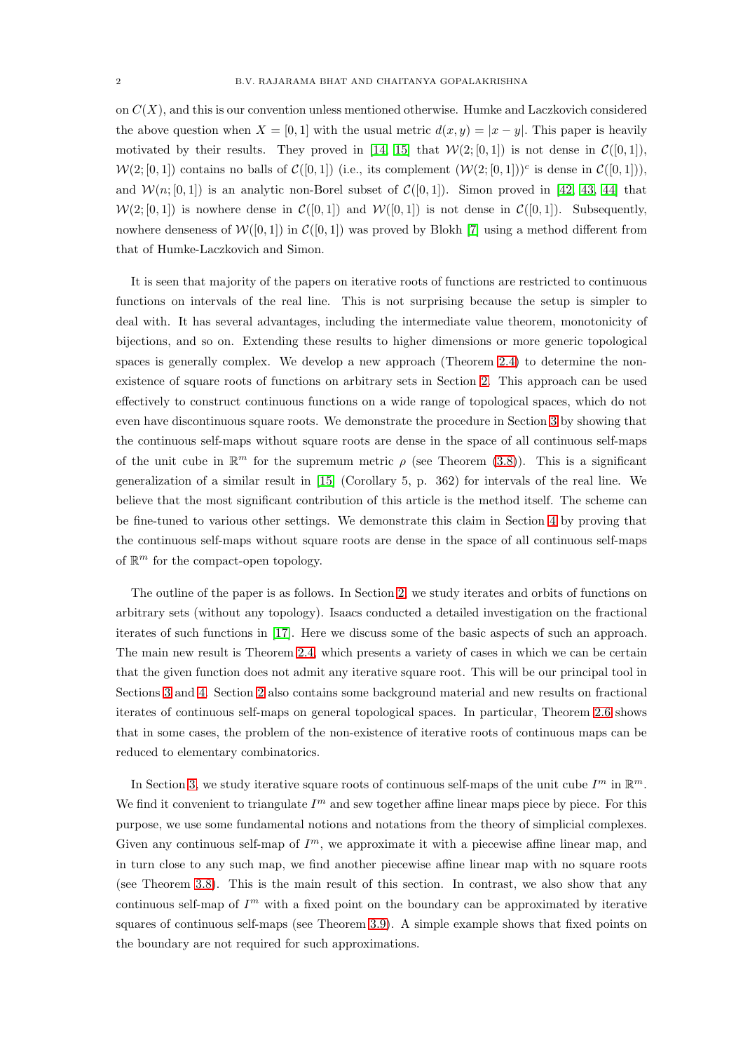on $C(X)$, and this is our convention unless mentioned otherwise. Humke and Laczkovich considered the above question when $X = [0,1]$ with the usual metric $d(x,y) = |x-y|$. This paper is heavily motivated by their results. They proved in [14, 15] that $\mathcal{W}(2;[0,1])$ is not dense in $\mathcal{C}([0,1])$, $\mathcal{W}(2;[0,1])$ contains no balls of $\mathcal{C}([0,1])$ (i.e., its complement $(\mathcal{W}(2;[0,1]))^c$ is dense in $\mathcal{C}([0,1])$), and $\mathcal{W}(n;[0,1])$ is an analytic non-Borel subset of $\mathcal{C}([0,1])$. Simon proved in [42, 43, 44] that $\mathcal{W}(2;[0,1])$ is nowhere dense in $\mathcal{C}([0,1])$ and $\mathcal{W}([0,1])$ is not dense in $\mathcal{C}([0,1])$. Subsequently, nowhere denseness of $\mathcal{W}([0,1])$ in $\mathcal{C}([0,1])$ was proved by Blokh [7] using a method different from that of Humke-Laczkovich and Simon.

It is seen that majority of the papers on iterative roots of functions are restricted to continuous functions on intervals of the real line. This is not surprising because the setup is simpler to deal with. It has several advantages, including the intermediate value theorem, monotonicity of bijections, and so on. Extending these results to higher dimensions or more generic topological spaces is generally complex. We develop a new approach (Theorem 2.4) to determine the non-existence of square roots of functions on arbitrary sets in Section 2. This approach can be used effectively to construct continuous functions on a wide range of topological spaces, which do not even have discontinuous square roots. We demonstrate the procedure in Section 3 by showing that the continuous self-maps without square roots are dense in the space of all continuous self-maps of the unit cube in $\mathbb{R}^m$ for the supremum metric $\rho$ (see Theorem (3.8)). This is a significant generalization of a similar result in [15] (Corollary 5, p. 362) for intervals of the real line. We believe that the most significant contribution of this article is the method itself. The scheme can be fine-tuned to various other settings. We demonstrate this claim in Section 4 by proving that the continuous self-maps without square roots are dense in the space of all continuous self-maps of $\mathbb{R}^m$ for the compact-open topology.

The outline of the paper is as follows. In Section 2, we study iterates and orbits of functions on arbitrary sets (without any topology). Isaacs conducted a detailed investigation on the fractional iterates of such functions in [17]. Here we discuss some of the basic aspects of such an approach. The main new result is Theorem 2.4, which presents a variety of cases in which we can be certain that the given function does not admit any iterative square root. This will be our principal tool in Sections 3 and 4. Section 2 also contains some background material and new results on fractional iterates of continuous self-maps on general topological spaces. In particular, Theorem 2.6 shows that in some cases, the problem of the non-existence of iterative roots of continuous maps can be reduced to elementary combinatorics.

In Section 3, we study iterative square roots of continuous self-maps of the unit cube $I^m$ in $\mathbb{R}^m$. We find it convenient to triangulate $I^m$ and sew together affine linear maps piece by piece. For this purpose, we use some fundamental notions and notations from the theory of simplicial complexes. Given any continuous self-map of $I^m$, we approximate it with a piecewise affine linear map, and in turn close to any such map, we find another piecewise affine linear map with no square roots (see Theorem 3.8). This is the main result of this section. In contrast, we also show that any continuous self-map of $I^m$ with a fixed point on the boundary can be approximated by iterative squares of continuous self-maps (see Theorem 3.9). A simple example shows that fixed points on the boundary are not required for such approximations.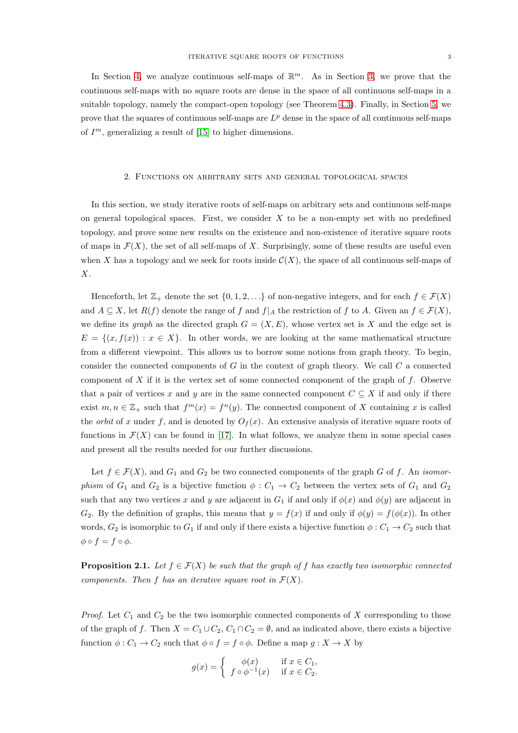In Section 4, we analyze continuous self-maps of $\mathbb{R}^m$. As in Section 3, we prove that the continuous self-maps with no square roots are dense in the space of all continuous self-maps in a suitable topology, namely the compact-open topology (see Theorem 4.3). Finally, in Section 5, we prove that the squares of continuous self-maps are $L^p$ dense in the space of all continuous self-maps of $I^m$, generalizing a result of [15] to higher dimensions.

## 2. Functions on arbitrary sets and general topological spaces

In this section, we study iterative roots of self-maps on arbitrary sets and continuous self-maps on general topological spaces. First, we consider $X$ to be a non-empty set with no predefined topology, and prove some new results on the existence and non-existence of iterative square roots of maps in $\mathcal{F}(X)$, the set of all self-maps of $X$. Surprisingly, some of these results are useful even when $X$ has a topology and we seek for roots inside $\mathcal{C}(X)$, the space of all continuous self-maps of $X$.

Henceforth, let $\mathbb{Z}_+$ denote the set $\{0, 1, 2, \ldots\}$ of non-negative integers, and for each $f \in \mathcal{F}(X)$ and $A \subseteq X$, let $R(f)$ denote the range of $f$ and $f|_A$ the restriction of $f$ to $A$. Given an $f \in \mathcal{F}(X)$, we define its *graph* as the directed graph $G = (X, E)$, whose vertex set is $X$ and the edge set is $E = \{(x, f(x)) : x \in X\}$. In other words, we are looking at the same mathematical structure from a different viewpoint. This allows us to borrow some notions from graph theory. To begin, consider the connected components of $G$ in the context of graph theory. We call $C$ a connected component of $X$ if it is the vertex set of some connected component of the graph of $f$. Observe that a pair of vertices $x$ and $y$ are in the same connected component $C \subseteq X$ if and only if there exist $m, n \in \mathbb{Z}_+$ such that $f^m(x) = f^n(y)$. The connected component of $X$ containing $x$ is called the *orbit* of $x$ under $f$, and is denoted by $O_f(x)$. An extensive analysis of iterative square roots of functions in $\mathcal{F}(X)$ can be found in [17]. In what follows, we analyze them in some special cases and present all the results needed for our further discussions.

Let $f \in \mathcal{F}(X)$, and $G_1$ and $G_2$ be two connected components of the graph $G$ of $f$. An *isomorphism* of $G_1$ and $G_2$ is a bijective function $\phi : C_1 \to C_2$ between the vertex sets of $G_1$ and $G_2$ such that any two vertices $x$ and $y$ are adjacent in $G_1$ if and only if $\phi(x)$ and $\phi(y)$ are adjacent in $G_2$. By the definition of graphs, this means that $y = f(x)$ if and only if $\phi(y) = f(\phi(x))$. In other words, $G_2$ is isomorphic to $G_1$ if and only if there exists a bijective function $\phi : C_1 \to C_2$ such that $\phi \circ f = f \circ \phi$.

**Proposition 2.1.** *Let $f \in \mathcal{F}(X)$ be such that the graph of $f$ has exactly two isomorphic connected components. Then $f$ has an iterative square root in $\mathcal{F}(X)$.*

*Proof.* Let $C_1$ and $C_2$ be the two isomorphic connected components of $X$ corresponding to those of the graph of $f$. Then $X = C_1 \cup C_2$, $C_1 \cap C_2 = \emptyset$, and as indicated above, there exists a bijective function $\phi : C_1 \to C_2$ such that $\phi \circ f = f \circ \phi$. Define a map $g : X \to X$ by

$$g(x) = \begin{cases} \phi(x) & \text{if } x \in C_1, \\ f \circ \phi^{-1}(x) & \text{if } x \in C_2. \end{cases}$$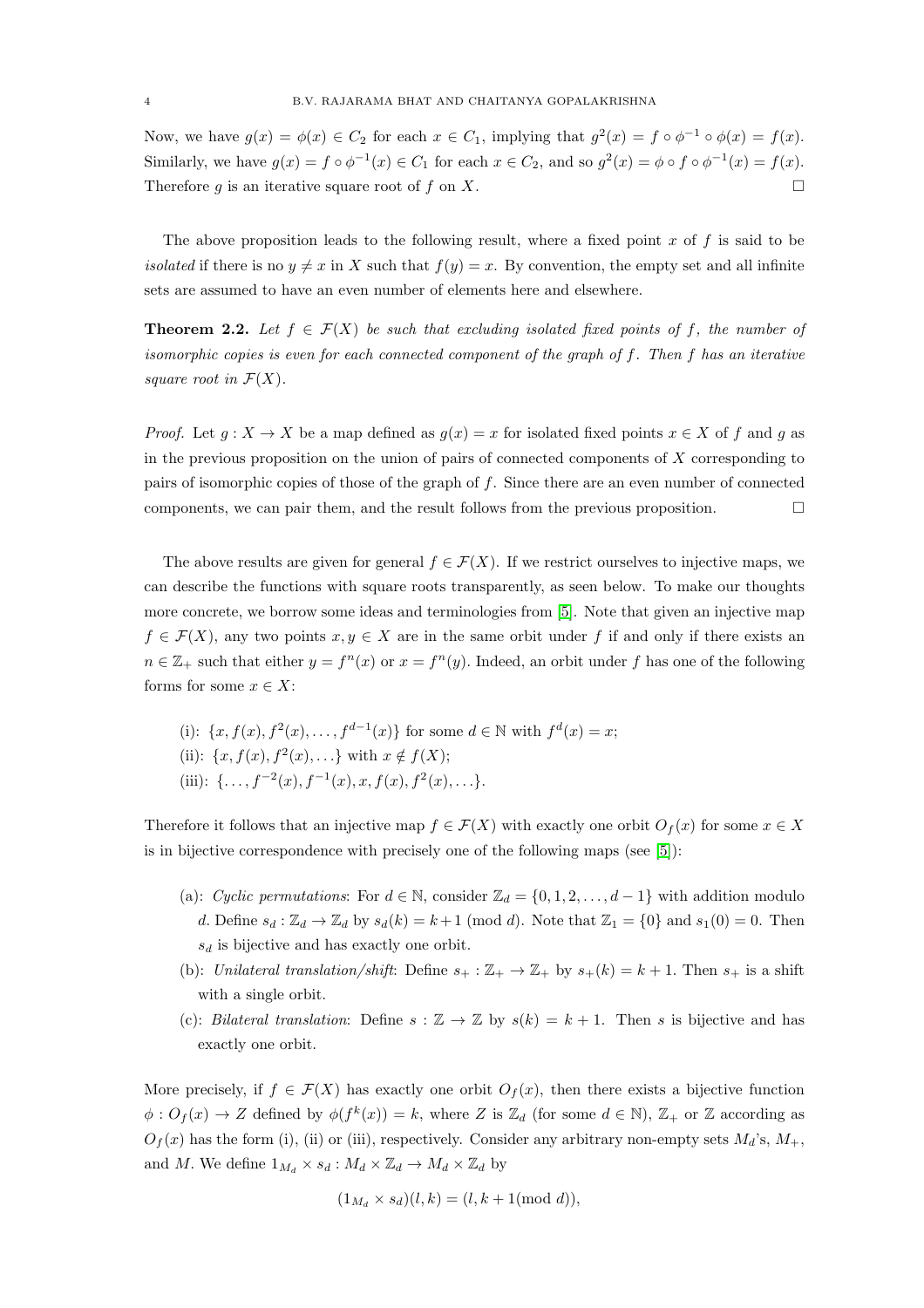Now, we have $g(x) = \phi(x) \in C_2$ for each $x \in C_1$, implying that $g^2(x) = f \circ \phi^{-1} \circ \phi(x) = f(x)$. Similarly, we have $g(x) = f \circ \phi^{-1}(x) \in C_1$ for each $x \in C_2$, and so $g^2(x) = \phi \circ f \circ \phi^{-1}(x) = f(x)$. Therefore $g$ is an iterative square root of $f$ on $X$. $\square$

The above proposition leads to the following result, where a fixed point $x$ of $f$ is said to be *isolated* if there is no $y \neq x$ in $X$ such that $f(y) = x$. By convention, the empty set and all infinite sets are assumed to have an even number of elements here and elsewhere.

**Theorem 2.2.** *Let $f \in \mathcal{F}(X)$ be such that excluding isolated fixed points of $f$, the number of isomorphic copies is even for each connected component of the graph of $f$. Then $f$ has an iterative square root in $\mathcal{F}(X)$.*

*Proof.* Let $g : X \to X$ be a map defined as $g(x) = x$ for isolated fixed points $x \in X$ of $f$ and $g$ as in the previous proposition on the union of pairs of connected components of $X$ corresponding to pairs of isomorphic copies of those of the graph of $f$. Since there are an even number of connected components, we can pair them, and the result follows from the previous proposition. $\square$

The above results are given for general $f \in \mathcal{F}(X)$. If we restrict ourselves to injective maps, we can describe the functions with square roots transparently, as seen below. To make our thoughts more concrete, we borrow some ideas and terminologies from [5]. Note that given an injective map $f \in \mathcal{F}(X)$, any two points $x, y \in X$ are in the same orbit under $f$ if and only if there exists an $n \in \mathbb{Z}_+$ such that either $y = f^n(x)$ or $x = f^n(y)$. Indeed, an orbit under $f$ has one of the following forms for some $x \in X$:

- (i): $\{x, f(x), f^2(x), \ldots, f^{d-1}(x)\}$ for some $d \in \mathbb{N}$ with $f^d(x) = x$;
- (ii): $\{x, f(x), f^2(x), \ldots\}$ with $x \notin f(X)$;
- (iii): $\{\ldots, f^{-2}(x), f^{-1}(x), x, f(x), f^2(x), \ldots\}$.

Therefore it follows that an injective map $f \in \mathcal{F}(X)$ with exactly one orbit $O_f(x)$ for some $x \in X$ is in bijective correspondence with precisely one of the following maps (see [5]):

- (a): *Cyclic permutations*: For $d \in \mathbb{N}$, consider $\mathbb{Z}_d = \{0, 1, 2, \ldots, d-1\}$ with addition modulo $d$. Define $s_d : \mathbb{Z}_d \to \mathbb{Z}_d$ by $s_d(k) = k+1 \pmod{d}$. Note that $\mathbb{Z}_1 = \{0\}$ and $s_1(0) = 0$. Then $s_d$ is bijective and has exactly one orbit.
- (b): *Unilateral translation/shift*: Define $s_+ : \mathbb{Z}_+ \to \mathbb{Z}_+$ by $s_+(k) = k+1$. Then $s_+$ is a shift with a single orbit.
- (c): *Bilateral translation*: Define $s : \mathbb{Z} \to \mathbb{Z}$ by $s(k) = k+1$. Then $s$ is bijective and has exactly one orbit.

More precisely, if $f \in \mathcal{F}(X)$ has exactly one orbit $O_f(x)$, then there exists a bijective function $\phi : O_f(x) \to Z$ defined by $\phi(f^k(x)) = k$, where $Z$ is $\mathbb{Z}_d$ (for some $d \in \mathbb{N}$), $\mathbb{Z}_+$ or $\mathbb{Z}$ according as $O_f(x)$ has the form (i), (ii) or (iii), respectively. Consider any arbitrary non-empty sets $M_d$'s, $M_+$, and $M$. We define $1_{M_d} \times s_d : M_d \times \mathbb{Z}_d \to M_d \times \mathbb{Z}_d$ by

$$(1_{M_d} \times s_d)(l, k) = (l, k + 1 (\text{mod } d)),$$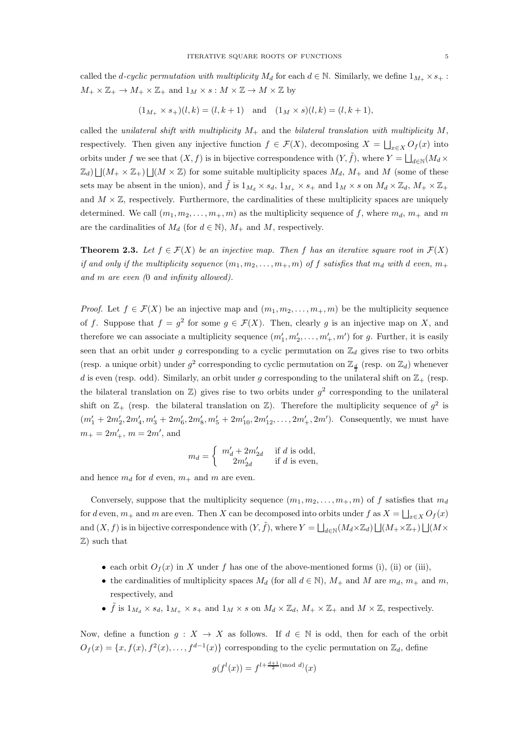called the *d-cyclic permutation with multiplicity* $M_d$ for each $d \in \mathbb{N}$. Similarly, we define $1_{M_+} \times s_+ : M_+ \times \mathbb{Z}_+ \to M_+ \times \mathbb{Z}_+$ and $1_M \times s : M \times \mathbb{Z} \to M \times \mathbb{Z}$ by

$$(1_{M_+} \times s_+)(l, k) = (l, k+1) \quad \text{and} \quad (1_M \times s)(l, k) = (l, k+1),$$

called the *unilateral shift with multiplicity* $M_+$ and the *bilateral translation with multiplicity* $M$, respectively. Then given any injective function $f \in \mathcal{F}(X)$, decomposing $X = \bigsqcup_{x \in X} O_f(x)$ into orbits under $f$ we see that $(X, f)$ is in bijective correspondence with $(Y, \tilde{f})$, where $Y = \bigsqcup_{d \in \mathbb{N}} (M_d \times \mathbb{Z}_d) \bigsqcup (M_+ \times \mathbb{Z}_+) \bigsqcup (M \times \mathbb{Z})$ for some suitable multiplicity spaces $M_d$, $M_+$ and $M$ (some of these sets may be absent in the union), and $\tilde{f}$ is $1_{M_d} \times s_d$, $1_{M_+} \times s_+$ and $1_M \times s$ on $M_d \times \mathbb{Z}_d$, $M_+ \times \mathbb{Z}_+$ and $M \times \mathbb{Z}$, respectively. Furthermore, the cardinalities of these multiplicity spaces are uniquely determined. We call $(m_1, m_2, \ldots, m_+, m)$ as the multiplicity sequence of $f$, where $m_d$, $m_+$ and $m$ are the cardinalities of $M_d$ (for $d \in \mathbb{N}$), $M_+$ and $M$, respectively.

**Theorem 2.3.** *Let $f \in \mathcal{F}(X)$ be an injective map. Then $f$ has an iterative square root in $\mathcal{F}(X)$ if and only if the multiplicity sequence $(m_1, m_2, \ldots, m_+, m)$ of $f$ satisfies that $m_d$ with $d$ even, $m_+$ and $m$ are even (0 and infinity allowed).*

*Proof.* Let $f \in \mathcal{F}(X)$ be an injective map and $(m_1, m_2, \ldots, m_+, m)$ be the multiplicity sequence of $f$. Suppose that $f = g^2$ for some $g \in \mathcal{F}(X)$. Then, clearly $g$ is an injective map on $X$, and therefore we can associate a multiplicity sequence $(m_1', m_2', \ldots, m_+', m')$ for $g$. Further, it is easily seen that an orbit under $g$ corresponding to a cyclic permutation on $\mathbb{Z}_d$ gives rise to two orbits (resp. a unique orbit) under $g^2$ corresponding to cyclic permutation on $\mathbb{Z}_{\frac{d}{2}}$ (resp. on $\mathbb{Z}_d$) whenever $d$ is even (resp. odd). Similarly, an orbit under $g$ corresponding to the unilateral shift on $\mathbb{Z}_+$ (resp. the bilateral translation on $\mathbb{Z}$) gives rise to two orbits under $g^2$ corresponding to the unilateral shift on $\mathbb{Z}_+$ (resp. the bilateral translation on $\mathbb{Z}$). Therefore the multiplicity sequence of $g^2$ is $(m_1' + 2m_2', 2m_4', m_3' + 2m_6', 2m_8', m_5' + 2m_{10}', 2m_{12}', \ldots, 2m_+', 2m')$. Consequently, we must have $m_+ = 2m_+'$, $m = 2m'$, and

$$m_d = \begin{cases} m_d' + 2m_{2d}' & \text{if } d \text{ is odd}, \\ 2m_{2d}' & \text{if } d \text{ is even}, \end{cases}$$

and hence $m_d$ for $d$ even, $m_+$ and $m$ are even.

Conversely, suppose that the multiplicity sequence $(m_1, m_2, \ldots, m_+, m)$ of $f$ satisfies that $m_d$ for $d$ even, $m_+$ and $m$ are even. Then $X$ can be decomposed into orbits under $f$ as $X = \bigsqcup_{x \in X} O_f(x)$ and $(X, f)$ is in bijective correspondence with $(Y, \tilde{f})$, where $Y = \bigsqcup_{d \in \mathbb{N}} (M_d \times \mathbb{Z}_d) \bigsqcup (M_+ \times \mathbb{Z}_+) \bigsqcup (M \times \mathbb{Z})$ such that

- each orbit $O_f(x)$ in $X$ under $f$ has one of the above-mentioned forms (i), (ii) or (iii),
- the cardinalities of multiplicity spaces $M_d$ (for all $d \in \mathbb{N}$), $M_+$ and $M$ are $m_d$, $m_+$ and $m$, respectively, and
- $\tilde{f}$ is $1_{M_d} \times s_d$, $1_{M_+} \times s_+$ and $1_M \times s$ on $M_d \times \mathbb{Z}_d$, $M_+ \times \mathbb{Z}_+$ and $M \times \mathbb{Z}$, respectively.

Now, define a function $g : X \to X$ as follows. If $d \in \mathbb{N}$ is odd, then for each of the orbit $O_f(x) = \{x, f(x), f^2(x), \ldots, f^{d-1}(x)\}$ corresponding to the cyclic permutation on $\mathbb{Z}_d$, define

$$g(f^l(x)) = f^{l + \frac{d+1}{2} (\text{mod } d)}(x)$$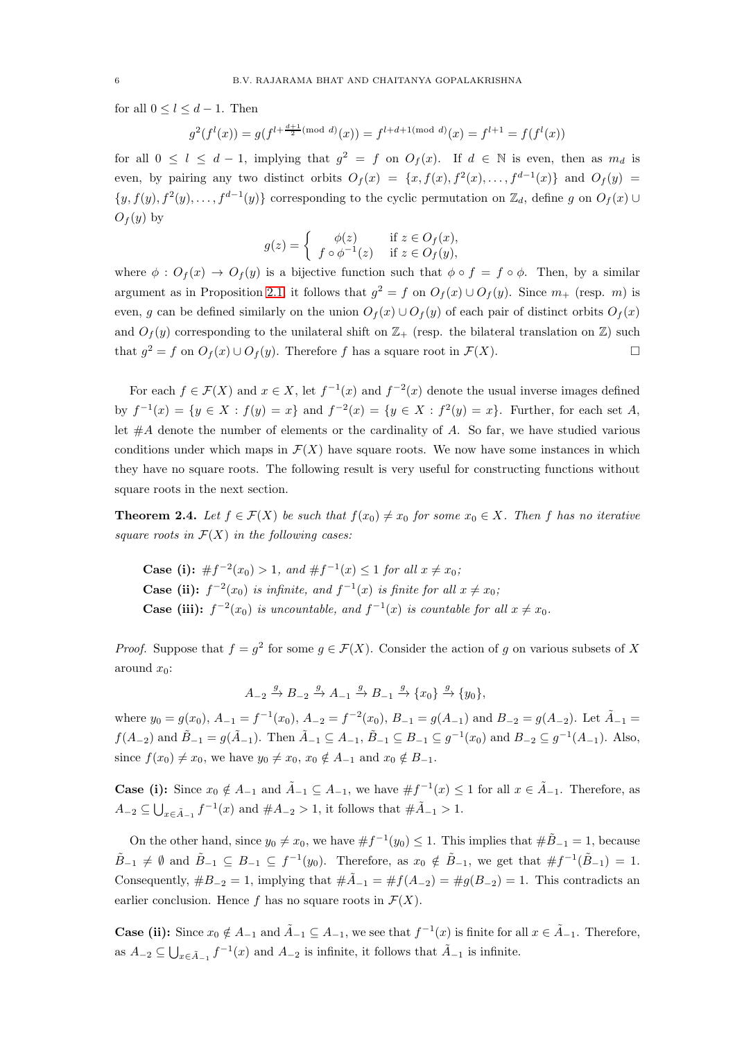for all $0 \le l \le d-1$. Then

$$g^2(f^l(x)) = g(f^{l+\frac{d+1}{2} (\text{mod } d)}(x)) = f^{l+d+1 (\text{mod } d)}(x) = f^{l+1} = f(f^l(x))$$

for all $0 \le l \le d-1$, implying that $g^2 = f$ on $O_f(x)$. If $d \in \mathbb{N}$ is even, then as $m_d$ is even, by pairing any two distinct orbits $O_f(x) = \{x, f(x), f^2(x), \ldots, f^{d-1}(x)\}$ and $O_f(y) = \{y, f(y), f^2(y), \ldots, f^{d-1}(y)\}$ corresponding to the cyclic permutation on $\mathbb{Z}_d$, define $g$ on $O_f(x) \cup O_f(y)$ by

$$g(z) = \begin{cases} \phi(z) & \text{if } z \in O_f(x), \\ f \circ \phi^{-1}(z) & \text{if } z \in O_f(y), \end{cases}$$

where $\phi : O_f(x) \to O_f(y)$ is a bijective function such that $\phi \circ f = f \circ \phi$. Then, by a similar argument as in Proposition 2.1, it follows that $g^2 = f$ on $O_f(x) \cup O_f(y)$. Since $m_+$ (resp. $m$) is even, $g$ can be defined similarly on the union $O_f(x) \cup O_f(y)$ of each pair of distinct orbits $O_f(x)$ and $O_f(y)$ corresponding to the unilateral shift on $\mathbb{Z}_+$ (resp. the bilateral translation on $\mathbb{Z}$) such that $g^2 = f$ on $O_f(x) \cup O_f(y)$. Therefore $f$ has a square root in $\mathcal{F}(X)$. $\square$

For each $f \in \mathcal{F}(X)$ and $x \in X$, let $f^{-1}(x)$ and $f^{-2}(x)$ denote the usual inverse images defined by $f^{-1}(x) = \{y \in X : f(y) = x\}$ and $f^{-2}(x) = \{y \in X : f^2(y) = x\}$. Further, for each set $A$, let $\#A$ denote the number of elements or the cardinality of $A$. So far, we have studied various conditions under which maps in $\mathcal{F}(X)$ have square roots. We now have some instances in which they have no square roots. The following result is very useful for constructing functions without square roots in the next section.

**Theorem 2.4.** *Let $f \in \mathcal{F}(X)$ be such that $f(x_0) \neq x_0$ for some $x_0 \in X$. Then $f$ has no iterative square roots in $\mathcal{F}(X)$ in the following cases:*

> **Case (i):** *$\#f^{-2}(x_0) > 1$, and $\#f^{-1}(x) \le 1$ for all $x \neq x_0$;*
> **Case (ii):** *$f^{-2}(x_0)$ is infinite, and $f^{-1}(x)$ is finite for all $x \neq x_0$;*
> **Case (iii):** *$f^{-2}(x_0)$ is uncountable, and $f^{-1}(x)$ is countable for all $x \neq x_0$.*

*Proof.* Suppose that $f = g^2$ for some $g \in \mathcal{F}(X)$. Consider the action of $g$ on various subsets of $X$ around $x_0$:

$$A_{-2} \xrightarrow{g} B_{-2} \xrightarrow{g} A_{-1} \xrightarrow{g} B_{-1} \xrightarrow{g} \{x_0\} \xrightarrow{g} \{y_0\},$$

where $y_0 = g(x_0)$, $A_{-1} = f^{-1}(x_0)$, $A_{-2} = f^{-2}(x_0)$, $B_{-1} = g(A_{-1})$ and $B_{-2} = g(A_{-2})$. Let $\tilde{A}_{-1} = f(A_{-2})$ and $\tilde{B}_{-1} = g(\tilde{A}_{-1})$. Then $\tilde{A}_{-1} \subseteq A_{-1}$, $\tilde{B}_{-1} \subseteq B_{-1} \subseteq g^{-1}(x_0)$ and $B_{-2} \subseteq g^{-1}(A_{-1})$. Also, since $f(x_0) \neq x_0$, we have $y_0 \neq x_0$, $x_0 \notin A_{-1}$ and $x_0 \notin B_{-1}$.

**Case (i):** Since $x_0 \notin A_{-1}$ and $\tilde{A}_{-1} \subseteq A_{-1}$, we have $\#f^{-1}(x) \le 1$ for all $x \in \tilde{A}_{-1}$. Therefore, as $A_{-2} \subseteq \bigcup_{x \in \tilde{A}_{-1}} f^{-1}(x)$ and $\#A_{-2} > 1$, it follows that $\#\tilde{A}_{-1} > 1$.

On the other hand, since $y_0 \neq x_0$, we have $\#f^{-1}(y_0) \le 1$. This implies that $\#\tilde{B}_{-1} = 1$, because $\tilde{B}_{-1} \neq \emptyset$ and $\tilde{B}_{-1} \subseteq B_{-1} \subseteq f^{-1}(y_0)$. Therefore, as $x_0 \notin \tilde{B}_{-1}$, we get that $\#f^{-1}(\tilde{B}_{-1}) = 1$. Consequently, $\#B_{-2} = 1$, implying that $\#\tilde{A}_{-1} = \#f(A_{-2}) = \#g(B_{-2}) = 1$. This contradicts an earlier conclusion. Hence $f$ has no square roots in $\mathcal{F}(X)$.

**Case (ii):** Since $x_0 \notin A_{-1}$ and $\tilde{A}_{-1} \subseteq A_{-1}$, we see that $f^{-1}(x)$ is finite for all $x \in \tilde{A}_{-1}$. Therefore, as $A_{-2} \subseteq \bigcup_{x \in \tilde{A}_{-1}} f^{-1}(x)$ and $A_{-2}$ is infinite, it follows that $\tilde{A}_{-1}$ is infinite.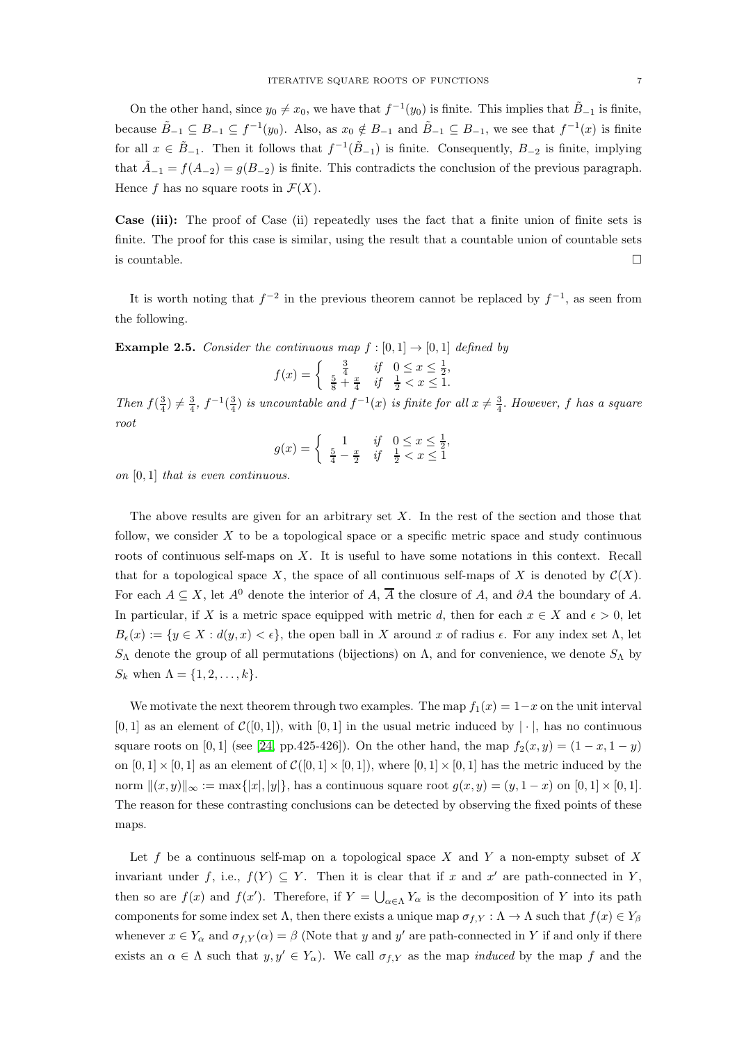On the other hand, since $y_0 \neq x_0$, we have that $f^{-1}(y_0)$ is finite. This implies that $\tilde{B}_{-1}$ is finite, because $\tilde{B}_{-1} \subseteq B_{-1} \subseteq f^{-1}(y_0)$. Also, as $x_0 \notin B_{-1}$ and $\tilde{B}_{-1} \subseteq B_{-1}$, we see that $f^{-1}(x)$ is finite for all $x \in \tilde{B}_{-1}$. Then it follows that $f^{-1}(\tilde{B}_{-1})$ is finite. Consequently, $B_{-2}$ is finite, implying that $\tilde{A}_{-1} = f(A_{-2}) = g(B_{-2})$ is finite. This contradicts the conclusion of the previous paragraph. Hence $f$ has no square roots in $\mathcal{F}(X)$.

**Case (iii):** The proof of Case (ii) repeatedly uses the fact that a finite union of finite sets is finite. The proof for this case is similar, using the result that a countable union of countable sets is countable. $\square$

It is worth noting that $f^{-2}$ in the previous theorem cannot be replaced by $f^{-1}$, as seen from the following.

**Example 2.5.** *Consider the continuous map $f : [0, 1] \to [0, 1]$ defined by*

$$f(x) = \begin{cases} \frac{3}{4} & \text{if} \quad 0 \leq x \leq \frac{1}{2}, \\ \frac{5}{8} + \frac{x}{4} & \text{if} \quad \frac{1}{2} < x \leq 1. \end{cases}$$

*Then $f(\frac{3}{4}) \neq \frac{3}{4}$, $f^{-1}(\frac{3}{4})$ is uncountable and $f^{-1}(x)$ is finite for all $x \neq \frac{3}{4}$. However, $f$ has a square root*

$$g(x) = \begin{cases} 1 & \text{if} \quad 0 \leq x \leq \frac{1}{2}, \\ \frac{5}{4} - \frac{x}{2} & \text{if} \quad \frac{1}{2} < x \leq 1 \end{cases}$$

*on $[0, 1]$ that is even continuous.*

The above results are given for an arbitrary set $X$. In the rest of the section and those that follow, we consider $X$ to be a topological space or a specific metric space and study continuous roots of continuous self-maps on $X$. It is useful to have some notations in this context. Recall that for a topological space $X$, the space of all continuous self-maps of $X$ is denoted by $\mathcal{C}(X)$. For each $A \subseteq X$, let $A^0$ denote the interior of $A$, $\overline{A}$ the closure of $A$, and $\partial A$ the boundary of $A$. In particular, if $X$ is a metric space equipped with metric $d$, then for each $x \in X$ and $\epsilon > 0$, let $B_\epsilon(x) := \{y \in X : d(y, x) < \epsilon\}$, the open ball in $X$ around $x$ of radius $\epsilon$. For any index set $\Lambda$, let $S_\Lambda$ denote the group of all permutations (bijections) on $\Lambda$, and for convenience, we denote $S_\Lambda$ by $S_k$ when $\Lambda = \{1, 2, \ldots, k\}$.

We motivate the next theorem through two examples. The map $f_1(x) = 1-x$ on the unit interval $[0, 1]$ as an element of $\mathcal{C}([0, 1])$, with $[0, 1]$ in the usual metric induced by $|\cdot|$, has no continuous square roots on $[0, 1]$ (see [24, pp.425-426]). On the other hand, the map $f_2(x, y) = (1 - x, 1 - y)$ on $[0, 1] \times [0, 1]$ as an element of $\mathcal{C}([0, 1] \times [0, 1])$, where $[0, 1] \times [0, 1]$ has the metric induced by the norm $\|(x, y)\|_\infty := \max\{|x|, |y|\}$, has a continuous square root $g(x, y) = (y, 1 - x)$ on $[0, 1] \times [0, 1]$. The reason for these contrasting conclusions can be detected by observing the fixed points of these maps.

Let $f$ be a continuous self-map on a topological space $X$ and $Y$ a non-empty subset of $X$ invariant under $f$, i.e., $f(Y) \subseteq Y$. Then it is clear that if $x$ and $x'$ are path-connected in $Y$, then so are $f(x)$ and $f(x')$. Therefore, if $Y = \bigcup_{\alpha \in \Lambda} Y_\alpha$ is the decomposition of $Y$ into its path components for some index set $\Lambda$, then there exists a unique map $\sigma_{f,Y} : \Lambda \to \Lambda$ such that $f(x) \in Y_\beta$ whenever $x \in Y_\alpha$ and $\sigma_{f,Y}(\alpha) = \beta$ (Note that $y$ and $y'$ are path-connected in $Y$ if and only if there exists an $\alpha \in \Lambda$ such that $y, y' \in Y_\alpha$). We call $\sigma_{f,Y}$ as the map *induced* by the map $f$ and the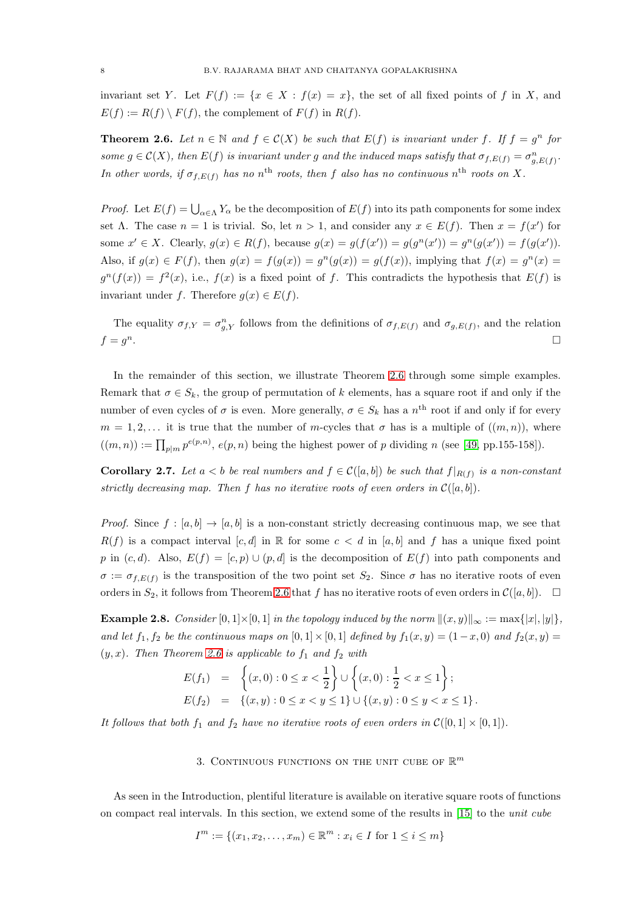invariant set $Y$. Let $F(f) := \{x \in X : f(x) = x\}$, the set of all fixed points of $f$ in $X$, and $E(f) := R(f) \setminus F(f)$, the complement of $F(f)$ in $R(f)$.

**Theorem 2.6.** *Let $n \in \mathbb{N}$ and $f \in \mathcal{C}(X)$ be such that $E(f)$ is invariant under $f$. If $f = g^n$ for some $g \in \mathcal{C}(X)$, then $E(f)$ is invariant under $g$ and the induced maps satisfy that $\sigma_{f,E(f)} = \sigma^n_{g,E(f)}$. In other words, if $\sigma_{f,E(f)}$ has no $n^{\text{th}}$ roots, then $f$ also has no continuous $n^{\text{th}}$ roots on $X$.*

*Proof.* Let $E(f) = \bigcup_{\alpha \in \Lambda} Y_\alpha$ be the decomposition of $E(f)$ into its path components for some index set $\Lambda$. The case $n = 1$ is trivial. So, let $n > 1$, and consider any $x \in E(f)$. Then $x = f(x')$ for some $x' \in X$. Clearly, $g(x) \in R(f)$, because $g(x) = g(f(x')) = g(g^n(x')) = g^n(g(x')) = f(g(x'))$. Also, if $g(x) \in F(f)$, then $g(x) = f(g(x)) = g^n(g(x)) = g(f(x))$, implying that $f(x) = g^n(x) = g^n(f(x)) = f^2(x)$, i.e., $f(x)$ is a fixed point of $f$. This contradicts the hypothesis that $E(f)$ is invariant under $f$. Therefore $g(x) \in E(f)$.

The equality $\sigma_{f,Y} = \sigma^n_{g,Y}$ follows from the definitions of $\sigma_{f,E(f)}$ and $\sigma_{g,E(f)}$, and the relation $f = g^n$. □

In the remainder of this section, we illustrate Theorem 2.6 through some simple examples. Remark that $\sigma \in S_k$, the group of permutation of $k$ elements, has a square root if and only if the number of even cycles of $\sigma$ is even. More generally, $\sigma \in S_k$ has a $n^{\text{th}}$ root if and only if for every $m = 1, 2, \ldots$ it is true that the number of $m$-cycles that $\sigma$ has is a multiple of $((m,n))$, where $((m,n)) := \prod_{p|m} p^{e(p,n)}$, $e(p,n)$ being the highest power of $p$ dividing $n$ (see [49, pp.155-158]).

**Corollary 2.7.** *Let $a < b$ be real numbers and $f \in \mathcal{C}([a,b])$ be such that $f|_{R(f)}$ is a non-constant strictly decreasing map. Then $f$ has no iterative roots of even orders in $\mathcal{C}([a,b])$.*

*Proof.* Since $f : [a,b] \to [a,b]$ is a non-constant strictly decreasing continuous map, we see that $R(f)$ is a compact interval $[c,d]$ in $\mathbb{R}$ for some $c < d$ in $[a,b]$ and $f$ has a unique fixed point $p$ in $(c,d)$. Also, $E(f) = [c,p) \cup (p,d]$ is the decomposition of $E(f)$ into path components and $\sigma := \sigma_{f,E(f)}$ is the transposition of the two point set $S_2$. Since $\sigma$ has no iterative roots of even orders in $S_2$, it follows from Theorem 2.6 that $f$ has no iterative roots of even orders in $\mathcal{C}([a,b])$. □

**Example 2.8.** *Consider $[0,1]\times[0,1]$ in the topology induced by the norm $\|(x,y)\|_\infty := \max\{|x|,|y|\}$, and let $f_1, f_2$ be the continuous maps on $[0,1]\times[0,1]$ defined by $f_1(x,y) = (1-x, 0)$ and $f_2(x,y) = (y,x)$. Then Theorem 2.6 is applicable to $f_1$ and $f_2$ with*

$$
\begin{aligned}
E(f_1) &= \left\{(x,0) : 0 \le x < \frac{1}{2}\right\} \cup \left\{(x,0) : \frac{1}{2} < x \le 1\right\}; \\
E(f_2) &= \{(x,y) : 0 \le x < y \le 1\} \cup \{(x,y) : 0 \le y < x \le 1\}.
\end{aligned}
$$

*It follows that both $f_1$ and $f_2$ have no iterative roots of even orders in $\mathcal{C}([0,1]\times[0,1])$.*

## 3. Continuous functions on the unit cube of $\mathbb{R}^m$

As seen in the Introduction, plentiful literature is available on iterative square roots of functions on compact real intervals. In this section, we extend some of the results in [15] to the *unit cube*

$$I^m := \{(x_1, x_2, \ldots, x_m) \in \mathbb{R}^m : x_i \in I \text{ for } 1 \le i \le m\}$$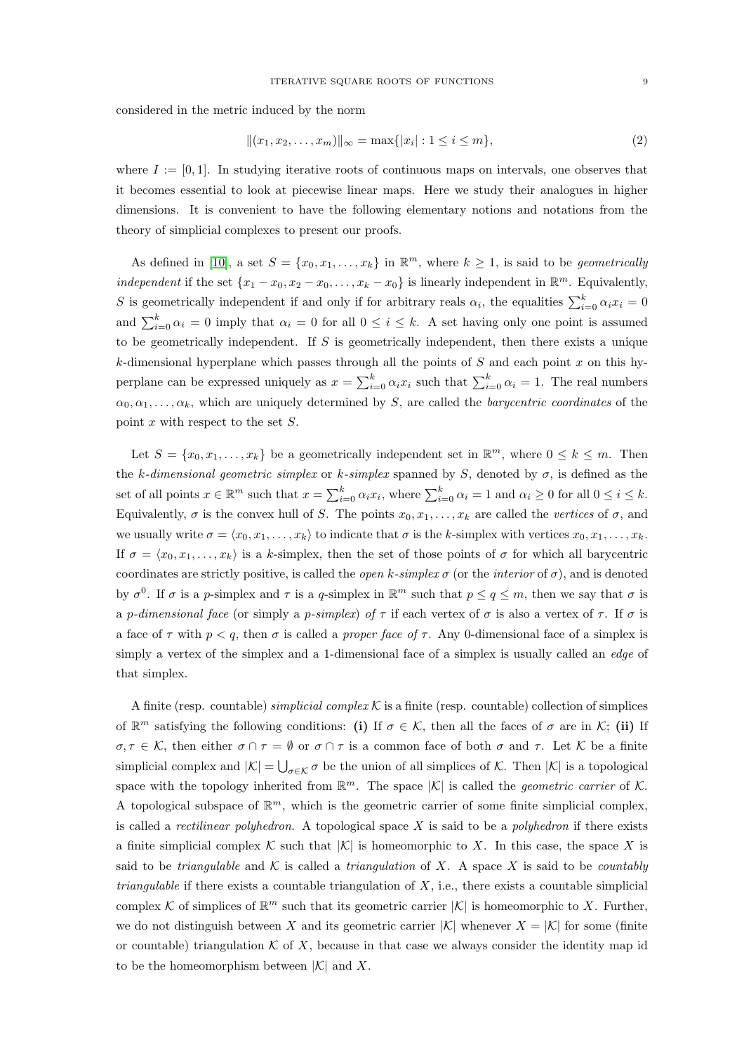considered in the metric induced by the norm

$$\|(x_1, x_2, \ldots, x_m)\|_\infty = \max\{|x_i| : 1 \le i \le m\}, \tag{2}$$

where $I := [0,1]$. In studying iterative roots of continuous maps on intervals, one observes that it becomes essential to look at piecewise linear maps. Here we study their analogues in higher dimensions. It is convenient to have the following elementary notions and notations from the theory of simplicial complexes to present our proofs.

As defined in [10], a set $S = \{x_0, x_1, \ldots, x_k\}$ in $\mathbb{R}^m$, where $k \ge 1$, is said to be *geometrically independent* if the set $\{x_1 - x_0, x_2 - x_0, \ldots, x_k - x_0\}$ is linearly independent in $\mathbb{R}^m$. Equivalently, $S$ is geometrically independent if and only if for arbitrary reals $\alpha_i$, the equalities $\sum_{i=0}^k \alpha_i x_i = 0$ and $\sum_{i=0}^k \alpha_i = 0$ imply that $\alpha_i = 0$ for all $0 \le i \le k$. A set having only one point is assumed to be geometrically independent. If $S$ is geometrically independent, then there exists a unique $k$-dimensional hyperplane which passes through all the points of $S$ and each point $x$ on this hyperplane can be expressed uniquely as $x = \sum_{i=0}^k \alpha_i x_i$ such that $\sum_{i=0}^k \alpha_i = 1$. The real numbers $\alpha_0, \alpha_1, \ldots, \alpha_k$, which are uniquely determined by $S$, are called the *barycentric coordinates* of the point $x$ with respect to the set $S$.

Let $S = \{x_0, x_1, \ldots, x_k\}$ be a geometrically independent set in $\mathbb{R}^m$, where $0 \le k \le m$. Then the *$k$-dimensional geometric simplex* or *$k$-simplex* spanned by $S$, denoted by $\sigma$, is defined as the set of all points $x \in \mathbb{R}^m$ such that $x = \sum_{i=0}^k \alpha_i x_i$, where $\sum_{i=0}^k \alpha_i = 1$ and $\alpha_i \ge 0$ for all $0 \le i \le k$. Equivalently, $\sigma$ is the convex hull of $S$. The points $x_0, x_1, \ldots, x_k$ are called the *vertices* of $\sigma$, and we usually write $\sigma = \langle x_0, x_1, \ldots, x_k \rangle$ to indicate that $\sigma$ is the $k$-simplex with vertices $x_0, x_1, \ldots, x_k$. If $\sigma = \langle x_0, x_1, \ldots, x_k \rangle$ is a $k$-simplex, then the set of those points of $\sigma$ for which all barycentric coordinates are strictly positive, is called the *open $k$-simplex* $\sigma$ (or the *interior* of $\sigma$), and is denoted by $\sigma^0$. If $\sigma$ is a $p$-simplex and $\tau$ is a $q$-simplex in $\mathbb{R}^m$ such that $p \le q \le m$, then we say that $\sigma$ is a *$p$-dimensional face* (or simply a *$p$-simplex*) *of* $\tau$ if each vertex of $\sigma$ is also a vertex of $\tau$. If $\sigma$ is a face of $\tau$ with $p < q$, then $\sigma$ is called a *proper face of* $\tau$. Any 0-dimensional face of a simplex is simply a vertex of the simplex and a 1-dimensional face of a simplex is usually called an *edge* of that simplex.

A finite (resp. countable) *simplicial complex* $\mathcal{K}$ is a finite (resp. countable) collection of simplices of $\mathbb{R}^m$ satisfying the following conditions: **(i)** If $\sigma \in \mathcal{K}$, then all the faces of $\sigma$ are in $\mathcal{K}$; **(ii)** If $\sigma, \tau \in \mathcal{K}$, then either $\sigma \cap \tau = \emptyset$ or $\sigma \cap \tau$ is a common face of both $\sigma$ and $\tau$. Let $\mathcal{K}$ be a finite simplicial complex and $|\mathcal{K}| = \bigcup_{\sigma \in \mathcal{K}} \sigma$ be the union of all simplices of $\mathcal{K}$. Then $|\mathcal{K}|$ is a topological space with the topology inherited from $\mathbb{R}^m$. The space $|\mathcal{K}|$ is called the *geometric carrier* of $\mathcal{K}$. A topological subspace of $\mathbb{R}^m$, which is the geometric carrier of some finite simplicial complex, is called a *rectilinear polyhedron*. A topological space $X$ is said to be a *polyhedron* if there exists a finite simplicial complex $\mathcal{K}$ such that $|\mathcal{K}|$ is homeomorphic to $X$. In this case, the space $X$ is said to be *triangulable* and $\mathcal{K}$ is called a *triangulation* of $X$. A space $X$ is said to be *countably triangulable* if there exists a countable triangulation of $X$, i.e., there exists a countable simplicial complex $\mathcal{K}$ of simplices of $\mathbb{R}^m$ such that its geometric carrier $|\mathcal{K}|$ is homeomorphic to $X$. Further, we do not distinguish between $X$ and its geometric carrier $|\mathcal{K}|$ whenever $X = |\mathcal{K}|$ for some (finite or countable) triangulation $\mathcal{K}$ of $X$, because in that case we always consider the identity map id to be the homeomorphism between $|\mathcal{K}|$ and $X$.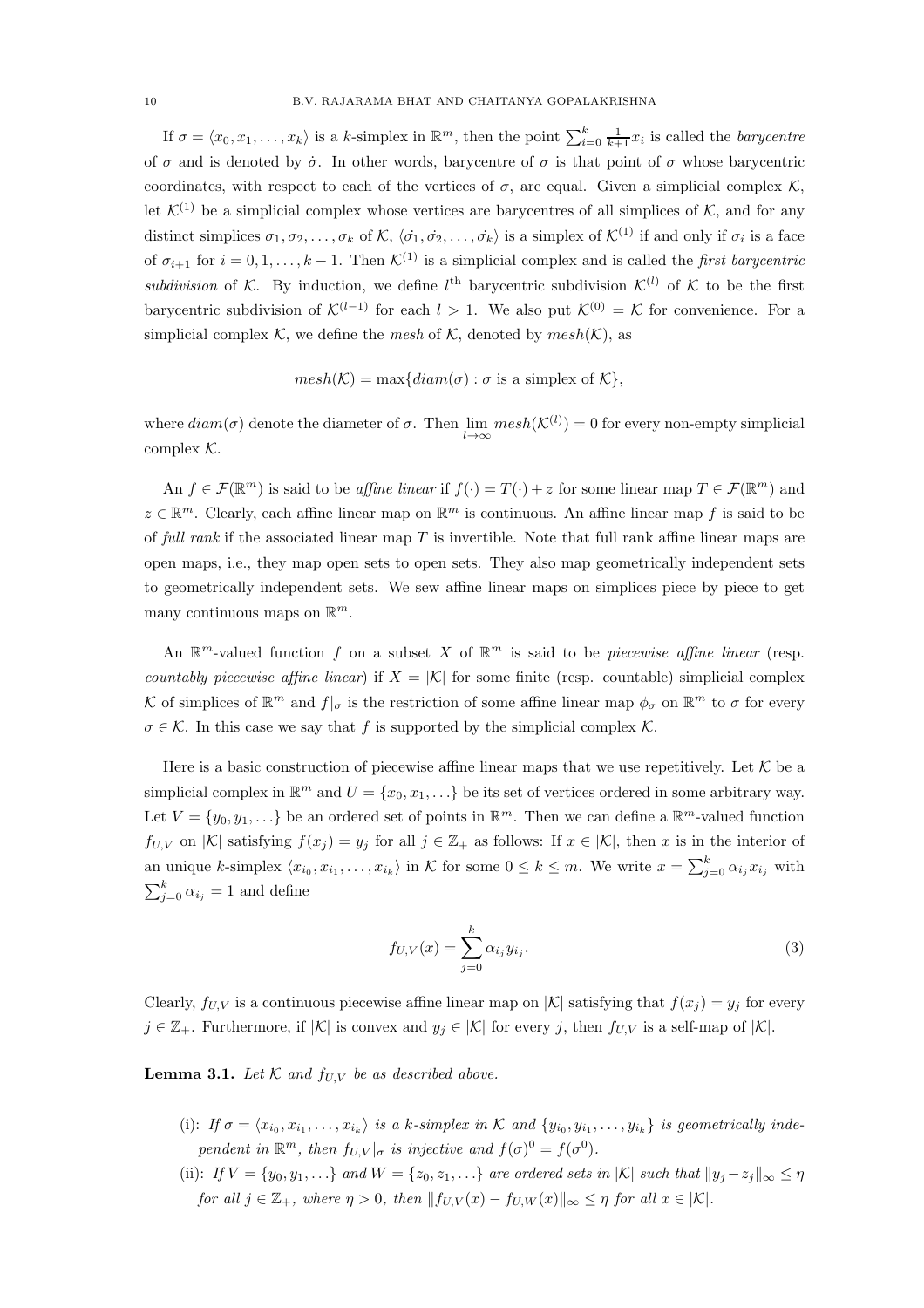If $\sigma = \langle x_0, x_1, \ldots, x_k \rangle$ is a $k$-simplex in $\mathbb{R}^m$, then the point $\sum_{i=0}^{k} \frac{1}{k+1} x_i$ is called the *barycentre* of $\sigma$ and is denoted by $\dot{\sigma}$. In other words, barycentre of $\sigma$ is that point of $\sigma$ whose barycentric coordinates, with respect to each of the vertices of $\sigma$, are equal. Given a simplicial complex $\mathcal{K}$, let $\mathcal{K}^{(1)}$ be a simplicial complex whose vertices are barycentres of all simplices of $\mathcal{K}$, and for any distinct simplices $\sigma_1, \sigma_2, \ldots, \sigma_k$ of $\mathcal{K}$, $\langle \dot{\sigma_1}, \dot{\sigma_2}, \ldots, \dot{\sigma_k} \rangle$ is a simplex of $\mathcal{K}^{(1)}$ if and only if $\sigma_i$ is a face of $\sigma_{i+1}$ for $i = 0, 1, \ldots, k-1$. Then $\mathcal{K}^{(1)}$ is a simplicial complex and is called the *first barycentric subdivision* of $\mathcal{K}$. By induction, we define $l^{\text{th}}$ barycentric subdivision $\mathcal{K}^{(l)}$ of $\mathcal{K}$ to be the first barycentric subdivision of $\mathcal{K}^{(l-1)}$ for each $l > 1$. We also put $\mathcal{K}^{(0)} = \mathcal{K}$ for convenience. For a simplicial complex $\mathcal{K}$, we define the *mesh* of $\mathcal{K}$, denoted by $mesh(\mathcal{K})$, as

$$mesh(\mathcal{K}) = \max\{diam(\sigma) : \sigma \text{ is a simplex of } \mathcal{K}\},$$

where $diam(\sigma)$ denote the diameter of $\sigma$. Then $\lim_{l \to \infty} mesh(\mathcal{K}^{(l)}) = 0$ for every non-empty simplicial complex $\mathcal{K}$.

An $f \in \mathcal{F}(\mathbb{R}^m)$ is said to be *affine linear* if $f(\cdot) = T(\cdot) + z$ for some linear map $T \in \mathcal{F}(\mathbb{R}^m)$ and $z \in \mathbb{R}^m$. Clearly, each affine linear map on $\mathbb{R}^m$ is continuous. An affine linear map $f$ is said to be of *full rank* if the associated linear map $T$ is invertible. Note that full rank affine linear maps are open maps, i.e., they map open sets to open sets. They also map geometrically independent sets to geometrically independent sets. We sew affine linear maps on simplices piece by piece to get many continuous maps on $\mathbb{R}^m$.

An $\mathbb{R}^m$-valued function $f$ on a subset $X$ of $\mathbb{R}^m$ is said to be *piecewise affine linear* (resp. *countably piecewise affine linear*) if $X = |\mathcal{K}|$ for some finite (resp. countable) simplicial complex $\mathcal{K}$ of simplices of $\mathbb{R}^m$ and $f|_\sigma$ is the restriction of some affine linear map $\phi_\sigma$ on $\mathbb{R}^m$ to $\sigma$ for every $\sigma \in \mathcal{K}$. In this case we say that $f$ is supported by the simplicial complex $\mathcal{K}$.

Here is a basic construction of piecewise affine linear maps that we use repetitively. Let $\mathcal{K}$ be a simplicial complex in $\mathbb{R}^m$ and $U = \{x_0, x_1, \ldots\}$ be its set of vertices ordered in some arbitrary way. Let $V = \{y_0, y_1, \ldots\}$ be an ordered set of points in $\mathbb{R}^m$. Then we can define a $\mathbb{R}^m$-valued function $f_{U,V}$ on $|\mathcal{K}|$ satisfying $f(x_j) = y_j$ for all $j \in \mathbb{Z}_+$ as follows: If $x \in |\mathcal{K}|$, then $x$ is in the interior of an unique $k$-simplex $\langle x_{i_0}, x_{i_1}, \ldots, x_{i_k} \rangle$ in $\mathcal{K}$ for some $0 \leq k \leq m$. We write $x = \sum_{j=0}^{k} \alpha_{i_j} x_{i_j}$ with $\sum_{j=0}^{k} \alpha_{i_j} = 1$ and define

$$f_{U,V}(x) = \sum_{j=0}^{k} \alpha_{i_j} y_{i_j}. \tag{3}$$

Clearly, $f_{U,V}$ is a continuous piecewise affine linear map on $|\mathcal{K}|$ satisfying that $f(x_j) = y_j$ for every $j \in \mathbb{Z}_+$. Furthermore, if $|\mathcal{K}|$ is convex and $y_j \in |\mathcal{K}|$ for every $j$, then $f_{U,V}$ is a self-map of $|\mathcal{K}|$.

**Lemma 3.1.** *Let $\mathcal{K}$ and $f_{U,V}$ be as described above.*

- (i): *If $\sigma = \langle x_{i_0}, x_{i_1}, \ldots, x_{i_k} \rangle$ is a $k$-simplex in $\mathcal{K}$ and $\{y_{i_0}, y_{i_1}, \ldots, y_{i_k}\}$ is geometrically independent in $\mathbb{R}^m$, then $f_{U,V}|_\sigma$ is injective and $f(\sigma)^0 = f(\sigma^0)$.*
- (ii): *If $V = \{y_0, y_1, \ldots\}$ and $W = \{z_0, z_1, \ldots\}$ are ordered sets in $|\mathcal{K}|$ such that $\|y_j - z_j\|_\infty \leq \eta$ for all $j \in \mathbb{Z}_+$, where $\eta > 0$, then $\|f_{U,V}(x) - f_{U,W}(x)\|_\infty \leq \eta$ for all $x \in |\mathcal{K}|$.*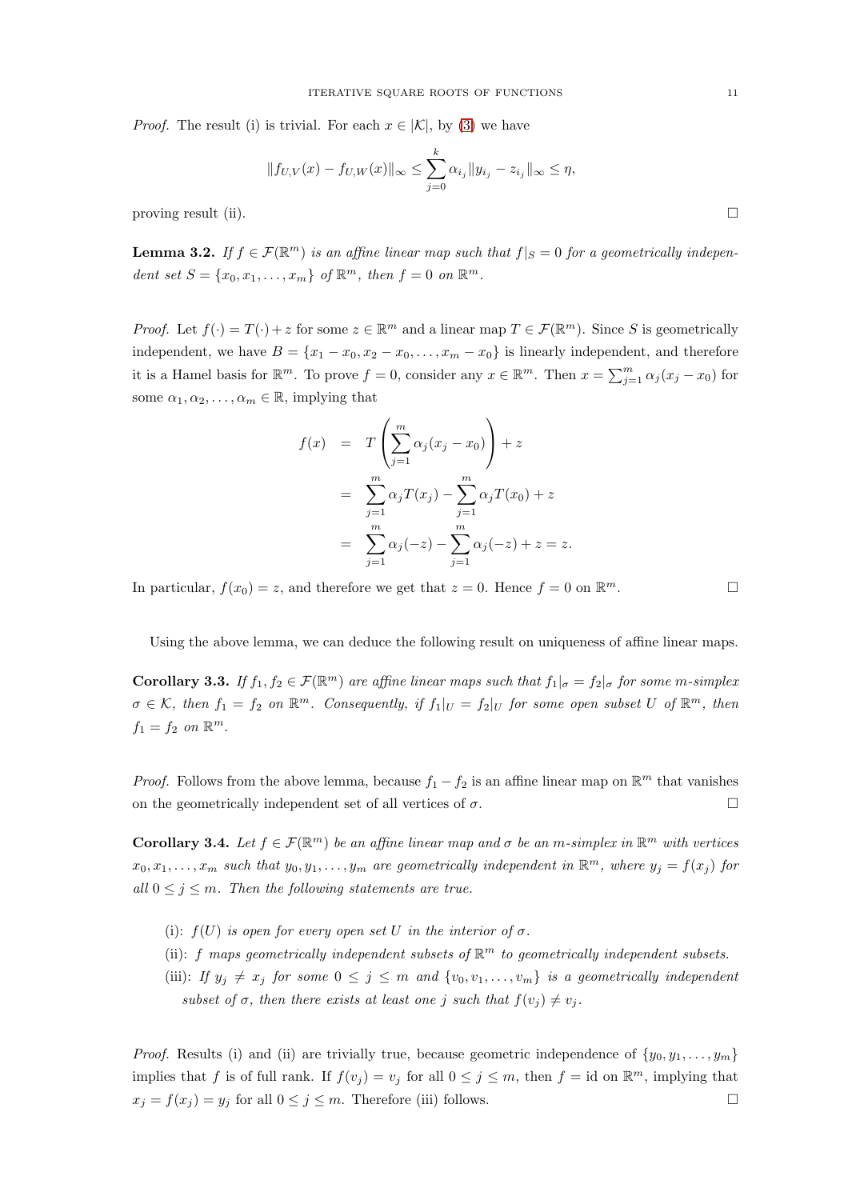*Proof.* The result (i) is trivial. For each $x \in |\mathcal{K}|$, by (3) we have

$$\|f_{U,V}(x) - f_{U,W}(x)\|_\infty \leq \sum_{j=0}^{k} \alpha_{i_j} \|y_{i_j} - z_{i_j}\|_\infty \leq \eta,$$

proving result (ii). □

**Lemma 3.2.** *If $f \in \mathcal{F}(\mathbb{R}^m)$ is an affine linear map such that $f|_S = 0$ for a geometrically independent set $S = \{x_0, x_1, \ldots, x_m\}$ of $\mathbb{R}^m$, then $f = 0$ on $\mathbb{R}^m$.*

*Proof.* Let $f(\cdot) = T(\cdot) + z$ for some $z \in \mathbb{R}^m$ and a linear map $T \in \mathcal{F}(\mathbb{R}^m)$. Since $S$ is geometrically independent, we have $B = \{x_1 - x_0, x_2 - x_0, \ldots, x_m - x_0\}$ is linearly independent, and therefore it is a Hamel basis for $\mathbb{R}^m$. To prove $f = 0$, consider any $x \in \mathbb{R}^m$. Then $x = \sum_{j=1}^{m} \alpha_j (x_j - x_0)$ for some $\alpha_1, \alpha_2, \ldots, \alpha_m \in \mathbb{R}$, implying that

$$\begin{aligned}
f(x) &= T\left(\sum_{j=1}^{m} \alpha_j (x_j - x_0)\right) + z \\
&= \sum_{j=1}^{m} \alpha_j T(x_j) - \sum_{j=1}^{m} \alpha_j T(x_0) + z \\
&= \sum_{j=1}^{m} \alpha_j (-z) - \sum_{j=1}^{m} \alpha_j (-z) + z = z.
\end{aligned}$$

In particular, $f(x_0) = z$, and therefore we get that $z = 0$. Hence $f = 0$ on $\mathbb{R}^m$. □

Using the above lemma, we can deduce the following result on uniqueness of affine linear maps.

**Corollary 3.3.** *If $f_1, f_2 \in \mathcal{F}(\mathbb{R}^m)$ are affine linear maps such that $f_1|_\sigma = f_2|_\sigma$ for some $m$-simplex $\sigma \in \mathcal{K}$, then $f_1 = f_2$ on $\mathbb{R}^m$. Consequently, if $f_1|_U = f_2|_U$ for some open subset $U$ of $\mathbb{R}^m$, then $f_1 = f_2$ on $\mathbb{R}^m$.*

*Proof.* Follows from the above lemma, because $f_1 - f_2$ is an affine linear map on $\mathbb{R}^m$ that vanishes on the geometrically independent set of all vertices of $\sigma$. □

**Corollary 3.4.** *Let $f \in \mathcal{F}(\mathbb{R}^m)$ be an affine linear map and $\sigma$ be an $m$-simplex in $\mathbb{R}^m$ with vertices $x_0, x_1, \ldots, x_m$ such that $y_0, y_1, \ldots, y_m$ are geometrically independent in $\mathbb{R}^m$, where $y_j = f(x_j)$ for all $0 \leq j \leq m$. Then the following statements are true.*

- (i): *$f(U)$ is open for every open set $U$ in the interior of $\sigma$.*
- (ii): *$f$ maps geometrically independent subsets of $\mathbb{R}^m$ to geometrically independent subsets.*
- (iii): *If $y_j \neq x_j$ for some $0 \leq j \leq m$ and $\{v_0, v_1, \ldots, v_m\}$ is a geometrically independent subset of $\sigma$, then there exists at least one $j$ such that $f(v_j) \neq v_j$.*

*Proof.* Results (i) and (ii) are trivially true, because geometric independence of $\{y_0, y_1, \ldots, y_m\}$ implies that $f$ is of full rank. If $f(v_j) = v_j$ for all $0 \leq j \leq m$, then $f = \text{id}$ on $\mathbb{R}^m$, implying that $x_j = f(x_j) = y_j$ for all $0 \leq j \leq m$. Therefore (iii) follows. □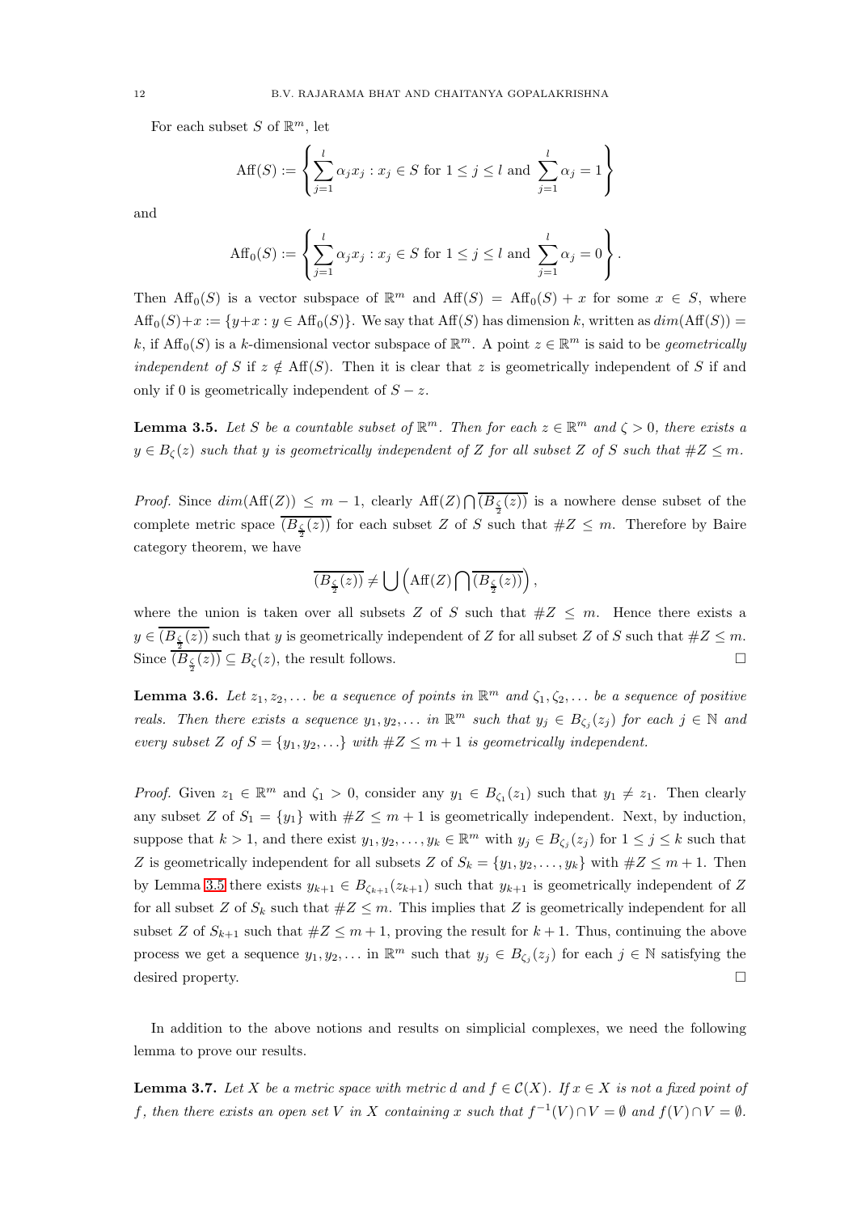For each subset $S$ of $\mathbb{R}^m$, let

$$\text{Aff}(S) := \left\{ \sum_{j=1}^{l} \alpha_j x_j : x_j \in S \text{ for } 1 \leq j \leq l \text{ and } \sum_{j=1}^{l} \alpha_j = 1 \right\}$$

and

$$\text{Aff}_0(S) := \left\{ \sum_{j=1}^{l} \alpha_j x_j : x_j \in S \text{ for } 1 \leq j \leq l \text{ and } \sum_{j=1}^{l} \alpha_j = 0 \right\}.$$

Then $\text{Aff}_0(S)$ is a vector subspace of $\mathbb{R}^m$ and $\text{Aff}(S) = \text{Aff}_0(S) + x$ for some $x \in S$, where $\text{Aff}_0(S) + x := \{y + x : y \in \text{Aff}_0(S)\}$. We say that $\text{Aff}(S)$ has dimension $k$, written as $dim(\text{Aff}(S)) = k$, if $\text{Aff}_0(S)$ is a $k$-dimensional vector subspace of $\mathbb{R}^m$. A point $z \in \mathbb{R}^m$ is said to be *geometrically independent of* $S$ if $z \notin \text{Aff}(S)$. Then it is clear that $z$ is geometrically independent of $S$ if and only if $0$ is geometrically independent of $S - z$.

**Lemma 3.5.** *Let $S$ be a countable subset of $\mathbb{R}^m$. Then for each $z \in \mathbb{R}^m$ and $\zeta > 0$, there exists a $y \in B_\zeta(z)$ such that $y$ is geometrically independent of $Z$ for all subset $Z$ of $S$ such that $\#Z \leq m$.*

*Proof.* Since $dim(\text{Aff}(Z)) \leq m - 1$, clearly $\text{Aff}(Z) \bigcap \overline{(B_{\frac{\zeta}{2}}(z))}$ is a nowhere dense subset of the complete metric space $\overline{(B_{\frac{\zeta}{2}}(z))}$ for each subset $Z$ of $S$ such that $\#Z \leq m$. Therefore by Baire category theorem, we have

$$\overline{(B_{\frac{\zeta}{2}}(z))} \neq \bigcup \left( \text{Aff}(Z) \bigcap \overline{(B_{\frac{\zeta}{2}}(z))} \right),$$

where the union is taken over all subsets $Z$ of $S$ such that $\#Z \leq m$. Hence there exists a $y \in \overline{(B_{\frac{\zeta}{2}}(z))}$ such that $y$ is geometrically independent of $Z$ for all subset $Z$ of $S$ such that $\#Z \leq m$. Since $\overline{(B_{\frac{\zeta}{2}}(z))} \subseteq B_\zeta(z)$, the result follows. $\square$

**Lemma 3.6.** *Let $z_1, z_2, \ldots$ be a sequence of points in $\mathbb{R}^m$ and $\zeta_1, \zeta_2, \ldots$ be a sequence of positive reals. Then there exists a sequence $y_1, y_2, \ldots$ in $\mathbb{R}^m$ such that $y_j \in B_{\zeta_j}(z_j)$ for each $j \in \mathbb{N}$ and every subset $Z$ of $S = \{y_1, y_2, \ldots\}$ with $\#Z \leq m + 1$ is geometrically independent.*

*Proof.* Given $z_1 \in \mathbb{R}^m$ and $\zeta_1 > 0$, consider any $y_1 \in B_{\zeta_1}(z_1)$ such that $y_1 \neq z_1$. Then clearly any subset $Z$ of $S_1 = \{y_1\}$ with $\#Z \leq m + 1$ is geometrically independent. Next, by induction, suppose that $k > 1$, and there exist $y_1, y_2, \ldots, y_k \in \mathbb{R}^m$ with $y_j \in B_{\zeta_j}(z_j)$ for $1 \leq j \leq k$ such that $Z$ is geometrically independent for all subsets $Z$ of $S_k = \{y_1, y_2, \ldots, y_k\}$ with $\#Z \leq m + 1$. Then by Lemma 3.5 there exists $y_{k+1} \in B_{\zeta_{k+1}}(z_{k+1})$ such that $y_{k+1}$ is geometrically independent of $Z$ for all subset $Z$ of $S_k$ such that $\#Z \leq m$. This implies that $Z$ is geometrically independent for all subset $Z$ of $S_{k+1}$ such that $\#Z \leq m + 1$, proving the result for $k + 1$. Thus, continuing the above process we get a sequence $y_1, y_2, \ldots$ in $\mathbb{R}^m$ such that $y_j \in B_{\zeta_j}(z_j)$ for each $j \in \mathbb{N}$ satisfying the desired property. $\square$

In addition to the above notions and results on simplicial complexes, we need the following lemma to prove our results.

**Lemma 3.7.** *Let $X$ be a metric space with metric $d$ and $f \in \mathcal{C}(X)$. If $x \in X$ is not a fixed point of $f$, then there exists an open set $V$ in $X$ containing $x$ such that $f^{-1}(V) \cap V = \emptyset$ and $f(V) \cap V = \emptyset$.*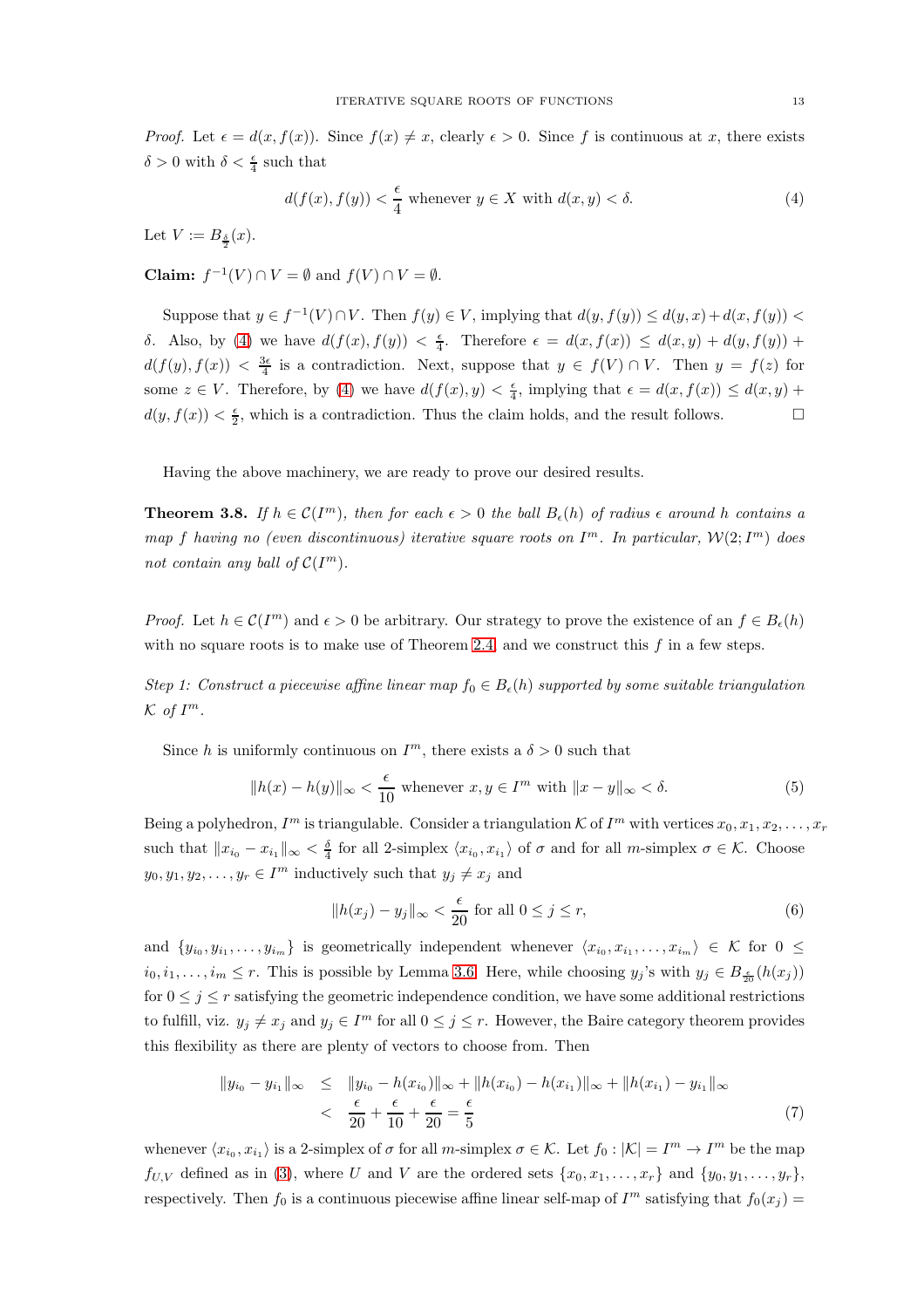*Proof.* Let $\epsilon = d(x, f(x))$. Since $f(x) \neq x$, clearly $\epsilon > 0$. Since $f$ is continuous at $x$, there exists $\delta > 0$ with $\delta < \frac{\epsilon}{4}$ such that

$$d(f(x), f(y)) < \frac{\epsilon}{4} \text{ whenever } y \in X \text{ with } d(x, y) < \delta. \tag{4}$$

Let $V := B_{\frac{\delta}{2}}(x)$.

**Claim:** $f^{-1}(V) \cap V = \emptyset$ and $f(V) \cap V = \emptyset$.

Suppose that $y \in f^{-1}(V) \cap V$. Then $f(y) \in V$, implying that $d(y, f(y)) \leq d(y, x) + d(x, f(y)) < \delta$. Also, by (4) we have $d(f(x), f(y)) < \frac{\epsilon}{4}$. Therefore $\epsilon = d(x, f(x)) \leq d(x, y) + d(y, f(y)) + d(f(y), f(x)) < \frac{3\epsilon}{4}$ is a contradiction. Next, suppose that $y \in f(V) \cap V$. Then $y = f(z)$ for some $z \in V$. Therefore, by (4) we have $d(f(x), y) < \frac{\epsilon}{4}$, implying that $\epsilon = d(x, f(x)) \leq d(x, y) + d(y, f(x)) < \frac{\epsilon}{2}$, which is a contradiction. Thus the claim holds, and the result follows. $\square$

Having the above machinery, we are ready to prove our desired results.

**Theorem 3.8.** *If $h \in \mathcal{C}(I^m)$, then for each $\epsilon > 0$ the ball $B_\epsilon(h)$ of radius $\epsilon$ around $h$ contains a map $f$ having no (even discontinuous) iterative square roots on $I^m$. In particular, $\mathcal{W}(2; I^m)$ does not contain any ball of $\mathcal{C}(I^m)$.*

*Proof.* Let $h \in \mathcal{C}(I^m)$ and $\epsilon > 0$ be arbitrary. Our strategy to prove the existence of an $f \in B_\epsilon(h)$ with no square roots is to make use of Theorem 2.4, and we construct this $f$ in a few steps.

*Step 1: Construct a piecewise affine linear map $f_0 \in B_\epsilon(h)$ supported by some suitable triangulation $\mathcal{K}$ of $I^m$.*

Since $h$ is uniformly continuous on $I^m$, there exists a $\delta > 0$ such that

$$\|h(x) - h(y)\|_\infty < \frac{\epsilon}{10} \text{ whenever } x, y \in I^m \text{ with } \|x - y\|_\infty < \delta. \tag{5}$$

Being a polyhedron, $I^m$ is triangulable. Consider a triangulation $\mathcal{K}$ of $I^m$ with vertices $x_0, x_1, x_2, \ldots, x_r$ such that $\|x_{i_0} - x_{i_1}\|_\infty < \frac{\delta}{4}$ for all 2-simplex $\langle x_{i_0}, x_{i_1}\rangle$ of $\sigma$ and for all $m$-simplex $\sigma \in \mathcal{K}$. Choose $y_0, y_1, y_2, \ldots, y_r \in I^m$ inductively such that $y_j \neq x_j$ and

$$\|h(x_j) - y_j\|_\infty < \frac{\epsilon}{20} \text{ for all } 0 \leq j \leq r, \tag{6}$$

and $\{y_{i_0}, y_{i_1}, \ldots, y_{i_m}\}$ is geometrically independent whenever $\langle x_{i_0}, x_{i_1}, \ldots, x_{i_m}\rangle \in \mathcal{K}$ for $0 \leq i_0, i_1, \ldots, i_m \leq r$. This is possible by Lemma 3.6. Here, while choosing $y_j$'s with $y_j \in B_{\frac{\epsilon}{20}}(h(x_j))$ for $0 \leq j \leq r$ satisfying the geometric independence condition, we have some additional restrictions to fulfill, viz. $y_j \neq x_j$ and $y_j \in I^m$ for all $0 \leq j \leq r$. However, the Baire category theorem provides this flexibility as there are plenty of vectors to choose from. Then

$$\begin{aligned} \|y_{i_0} - y_{i_1}\|_\infty &\leq \|y_{i_0} - h(x_{i_0})\|_\infty + \|h(x_{i_0}) - h(x_{i_1})\|_\infty + \|h(x_{i_1}) - y_{i_1}\|_\infty \\ &< \frac{\epsilon}{20} + \frac{\epsilon}{10} + \frac{\epsilon}{20} = \frac{\epsilon}{5} \end{aligned} \tag{7}$$

whenever $\langle x_{i_0}, x_{i_1}\rangle$ is a 2-simplex of $\sigma$ for all $m$-simplex $\sigma \in \mathcal{K}$. Let $f_0 : |\mathcal{K}| = I^m \to I^m$ be the map $f_{U,V}$ defined as in (3), where $U$ and $V$ are the ordered sets $\{x_0, x_1, \ldots, x_r\}$ and $\{y_0, y_1, \ldots, y_r\}$, respectively. Then $f_0$ is a continuous piecewise affine linear self-map of $I^m$ satisfying that $f_0(x_j) =$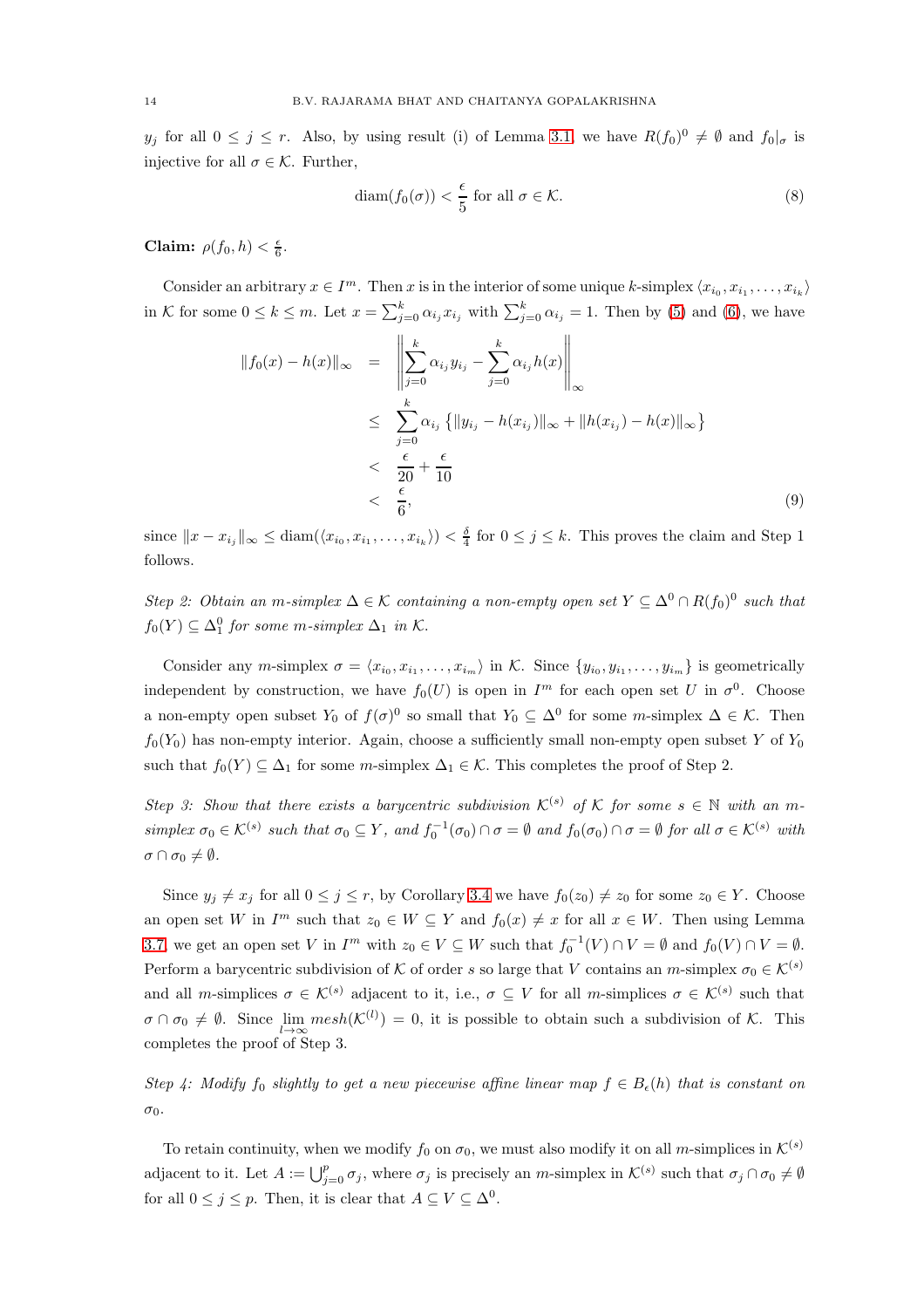$y_j$ for all $0 \leq j \leq r$. Also, by using result (i) of Lemma 3.1, we have $R(f_0)^0 \neq \emptyset$ and $f_0|_\sigma$ is injective for all $\sigma \in \mathcal{K}$. Further,

$$\text{diam}(f_0(\sigma)) < \frac{\epsilon}{5} \text{ for all } \sigma \in \mathcal{K}. \tag{8}$$

**Claim:** $\rho(f_0, h) < \frac{\epsilon}{6}$.

Consider an arbitrary $x \in I^m$. Then $x$ is in the interior of some unique $k$-simplex $\langle x_{i_0}, x_{i_1}, \ldots, x_{i_k}\rangle$ in $\mathcal{K}$ for some $0 \leq k \leq m$. Let $x = \sum_{j=0}^{k} \alpha_{i_j} x_{i_j}$ with $\sum_{j=0}^{k} \alpha_{i_j} = 1$. Then by (5) and (6), we have

$$\begin{aligned}
\|f_0(x) - h(x)\|_\infty &= \left\| \sum_{j=0}^{k} \alpha_{i_j} y_{i_j} - \sum_{j=0}^{k} \alpha_{i_j} h(x) \right\|_\infty \\
&\leq \sum_{j=0}^{k} \alpha_{i_j} \left\{ \|y_{i_j} - h(x_{i_j})\|_\infty + \|h(x_{i_j}) - h(x)\|_\infty \right\} \\
&< \frac{\epsilon}{20} + \frac{\epsilon}{10} \\
&< \frac{\epsilon}{6},
\end{aligned} \tag{9}$$

since $\|x - x_{i_j}\|_\infty \leq \text{diam}(\langle x_{i_0}, x_{i_1}, \ldots, x_{i_k}\rangle) < \frac{\delta}{4}$ for $0 \leq j \leq k$. This proves the claim and Step 1 follows.

*Step 2: Obtain an $m$-simplex $\Delta \in \mathcal{K}$ containing a non-empty open set $Y \subseteq \Delta^0 \cap R(f_0)^0$ such that $f_0(Y) \subseteq \Delta_1^0$ for some $m$-simplex $\Delta_1$ in $\mathcal{K}$.*

Consider any $m$-simplex $\sigma = \langle x_{i_0}, x_{i_1}, \ldots, x_{i_m}\rangle$ in $\mathcal{K}$. Since $\{y_{i_0}, y_{i_1}, \ldots, y_{i_m}\}$ is geometrically independent by construction, we have $f_0(U)$ is open in $I^m$ for each open set $U$ in $\sigma^0$. Choose a non-empty open subset $Y_0$ of $f(\sigma)^0$ so small that $Y_0 \subseteq \Delta^0$ for some $m$-simplex $\Delta \in \mathcal{K}$. Then $f_0(Y_0)$ has non-empty interior. Again, choose a sufficiently small non-empty open subset $Y$ of $Y_0$ such that $f_0(Y) \subseteq \Delta_1$ for some $m$-simplex $\Delta_1 \in \mathcal{K}$. This completes the proof of Step 2.

*Step 3: Show that there exists a barycentric subdivision $\mathcal{K}^{(s)}$ of $\mathcal{K}$ for some $s \in \mathbb{N}$ with an $m$-simplex $\sigma_0 \in \mathcal{K}^{(s)}$ such that $\sigma_0 \subseteq Y$, and $f_0^{-1}(\sigma_0) \cap \sigma = \emptyset$ and $f_0(\sigma_0) \cap \sigma = \emptyset$ for all $\sigma \in \mathcal{K}^{(s)}$ with $\sigma \cap \sigma_0 \neq \emptyset$.*

Since $y_j \neq x_j$ for all $0 \leq j \leq r$, by Corollary 3.4 we have $f_0(z_0) \neq z_0$ for some $z_0 \in Y$. Choose an open set $W$ in $I^m$ such that $z_0 \in W \subseteq Y$ and $f_0(x) \neq x$ for all $x \in W$. Then using Lemma 3.7, we get an open set $V$ in $I^m$ with $z_0 \in V \subseteq W$ such that $f_0^{-1}(V) \cap V = \emptyset$ and $f_0(V) \cap V = \emptyset$. Perform a barycentric subdivision of $\mathcal{K}$ of order $s$ so large that $V$ contains an $m$-simplex $\sigma_0 \in \mathcal{K}^{(s)}$ and all $m$-simplices $\sigma \in \mathcal{K}^{(s)}$ adjacent to it, i.e., $\sigma \subseteq V$ for all $m$-simplices $\sigma \in \mathcal{K}^{(s)}$ such that $\sigma \cap \sigma_0 \neq \emptyset$. Since $\lim_{l \to \infty} mesh(\mathcal{K}^{(l)}) = 0$, it is possible to obtain such a subdivision of $\mathcal{K}$. This completes the proof of Step 3.

*Step 4: Modify $f_0$ slightly to get a new piecewise affine linear map $f \in B_\epsilon(h)$ that is constant on $\sigma_0$.*

To retain continuity, when we modify $f_0$ on $\sigma_0$, we must also modify it on all $m$-simplices in $\mathcal{K}^{(s)}$ adjacent to it. Let $A := \bigcup_{j=0}^{p} \sigma_j$, where $\sigma_j$ is precisely an $m$-simplex in $\mathcal{K}^{(s)}$ such that $\sigma_j \cap \sigma_0 \neq \emptyset$ for all $0 \leq j \leq p$. Then, it is clear that $A \subseteq V \subseteq \Delta^0$.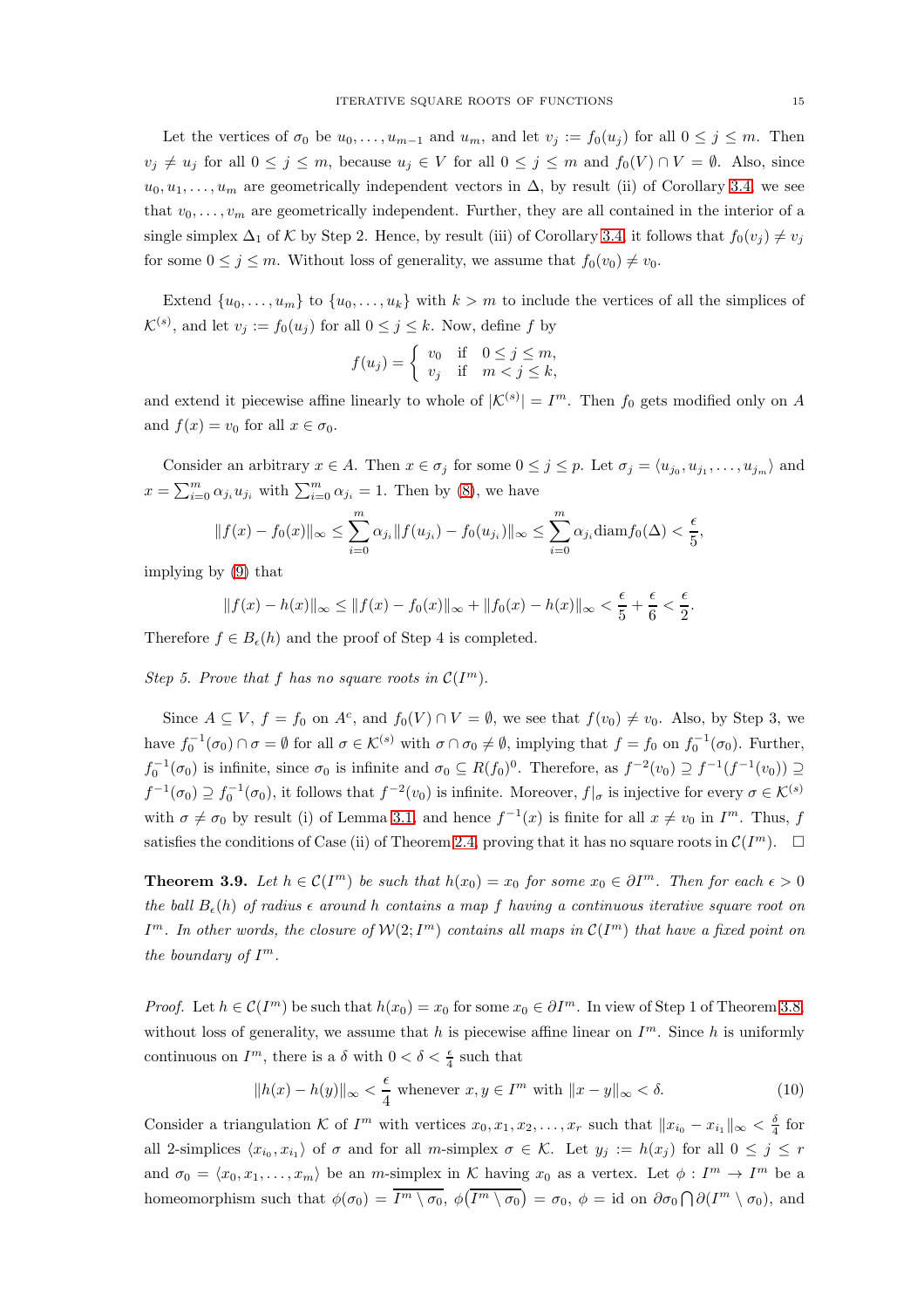Let the vertices of $\sigma_0$ be $u_0, \ldots, u_{m-1}$ and $u_m$, and let $v_j := f_0(u_j)$ for all $0 \leq j \leq m$. Then $v_j \neq u_j$ for all $0 \leq j \leq m$, because $u_j \in V$ for all $0 \leq j \leq m$ and $f_0(V) \cap V = \emptyset$. Also, since $u_0, u_1, \ldots, u_m$ are geometrically independent vectors in $\Delta$, by result (ii) of Corollary 3.4, we see that $v_0, \ldots, v_m$ are geometrically independent. Further, they are all contained in the interior of a single simplex $\Delta_1$ of $\mathcal{K}$ by Step 2. Hence, by result (iii) of Corollary 3.4, it follows that $f_0(v_j) \neq v_j$ for some $0 \leq j \leq m$. Without loss of generality, we assume that $f_0(v_0) \neq v_0$.

Extend $\{u_0, \ldots, u_m\}$ to $\{u_0, \ldots, u_k\}$ with $k > m$ to include the vertices of all the simplices of $\mathcal{K}^{(s)}$, and let $v_j := f_0(u_j)$ for all $0 \leq j \leq k$. Now, define $f$ by

$$f(u_j) = \begin{cases} v_0 & \text{if} \quad 0 \leq j \leq m, \\ v_j & \text{if} \quad m < j \leq k, \end{cases}$$

and extend it piecewise affine linearly to whole of $|\mathcal{K}^{(s)}| = I^m$. Then $f_0$ gets modified only on $A$ and $f(x) = v_0$ for all $x \in \sigma_0$.

Consider an arbitrary $x \in A$. Then $x \in \sigma_j$ for some $0 \leq j \leq p$. Let $\sigma_j = \langle u_{j_0}, u_{j_1}, \ldots, u_{j_m} \rangle$ and $x = \sum_{i=0}^{m} \alpha_{j_i} u_{j_i}$ with $\sum_{i=0}^{m} \alpha_{j_i} = 1$. Then by (8), we have

$$\|f(x) - f_0(x)\|_\infty \leq \sum_{i=0}^{m} \alpha_{j_i} \|f(u_{j_i}) - f_0(u_{j_i})\|_\infty \leq \sum_{i=0}^{m} \alpha_{j_i} \operatorname{diam} f_0(\Delta) < \frac{\epsilon}{5},$$

implying by (9) that

$$\|f(x) - h(x)\|_\infty \leq \|f(x) - f_0(x)\|_\infty + \|f_0(x) - h(x)\|_\infty < \frac{\epsilon}{5} + \frac{\epsilon}{6} < \frac{\epsilon}{2}.$$

Therefore $f \in B_\epsilon(h)$ and the proof of Step 4 is completed.

*Step 5. Prove that $f$ has no square roots in $\mathcal{C}(I^m)$.*

Since $A \subseteq V$, $f = f_0$ on $A^c$, and $f_0(V) \cap V = \emptyset$, we see that $f(v_0) \neq v_0$. Also, by Step 3, we have $f_0^{-1}(\sigma_0) \cap \sigma = \emptyset$ for all $\sigma \in \mathcal{K}^{(s)}$ with $\sigma \cap \sigma_0 \neq \emptyset$, implying that $f = f_0$ on $f_0^{-1}(\sigma_0)$. Further, $f_0^{-1}(\sigma_0)$ is infinite, since $\sigma_0$ is infinite and $\sigma_0 \subseteq R(f_0)^0$. Therefore, as $f^{-2}(v_0) \supseteq f^{-1}(f^{-1}(v_0)) \supseteq f^{-1}(\sigma_0) \supseteq f_0^{-1}(\sigma_0)$, it follows that $f^{-2}(v_0)$ is infinite. Moreover, $f|_\sigma$ is injective for every $\sigma \in \mathcal{K}^{(s)}$ with $\sigma \neq \sigma_0$ by result (i) of Lemma 3.1, and hence $f^{-1}(x)$ is finite for all $x \neq v_0$ in $I^m$. Thus, $f$ satisfies the conditions of Case (ii) of Theorem 2.4, proving that it has no square roots in $\mathcal{C}(I^m)$. $\square$

**Theorem 3.9.** *Let $h \in \mathcal{C}(I^m)$ be such that $h(x_0) = x_0$ for some $x_0 \in \partial I^m$. Then for each $\epsilon > 0$ the ball $B_\epsilon(h)$ of radius $\epsilon$ around $h$ contains a map $f$ having a continuous iterative square root on $I^m$. In other words, the closure of $\mathcal{W}(2; I^m)$ contains all maps in $\mathcal{C}(I^m)$ that have a fixed point on the boundary of $I^m$.*

*Proof.* Let $h \in \mathcal{C}(I^m)$ be such that $h(x_0) = x_0$ for some $x_0 \in \partial I^m$. In view of Step 1 of Theorem 3.8, without loss of generality, we assume that $h$ is piecewise affine linear on $I^m$. Since $h$ is uniformly continuous on $I^m$, there is a $\delta$ with $0 < \delta < \frac{\epsilon}{4}$ such that

$$\|h(x) - h(y)\|_\infty < \frac{\epsilon}{4} \text{ whenever } x, y \in I^m \text{ with } \|x - y\|_\infty < \delta. \tag{10}$$

Consider a triangulation $\mathcal{K}$ of $I^m$ with vertices $x_0, x_1, x_2, \ldots, x_r$ such that $\|x_{i_0} - x_{i_1}\|_\infty < \frac{\delta}{4}$ for all 2-simplices $\langle x_{i_0}, x_{i_1} \rangle$ of $\sigma$ and for all $m$-simplex $\sigma \in \mathcal{K}$. Let $y_j := h(x_j)$ for all $0 \leq j \leq r$ and $\sigma_0 = \langle x_0, x_1, \ldots, x_m \rangle$ be an $m$-simplex in $\mathcal{K}$ having $x_0$ as a vertex. Let $\phi : I^m \to I^m$ be a homeomorphism such that $\phi(\sigma_0) = \overline{I^m \setminus \sigma_0}$, $\phi(\overline{I^m \setminus \sigma_0}) = \sigma_0$, $\phi = \text{id}$ on $\partial \sigma_0 \bigcap \partial (I^m \setminus \sigma_0)$, and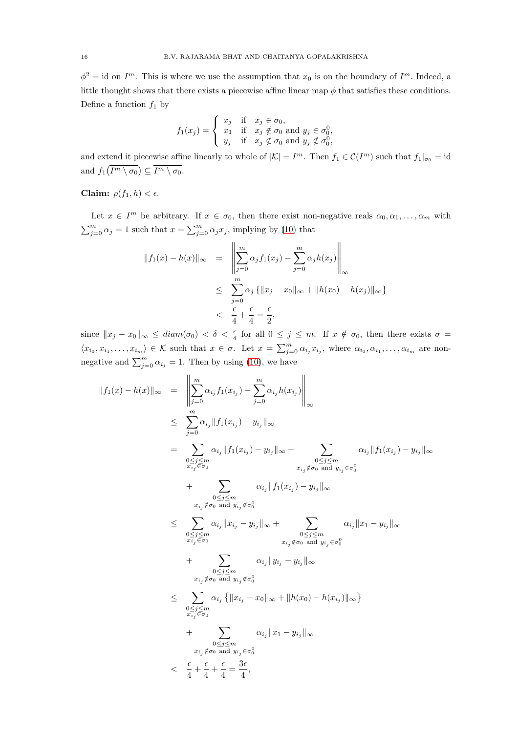$\phi^2 = \text{id}$ on $I^m$. This is where we use the assumption that $x_0$ is on the boundary of $I^m$. Indeed, a little thought shows that there exists a piecewise affine linear map $\phi$ that satisfies these conditions. Define a function $f_1$ by

$$f_1(x_j) = \begin{cases} x_j & \text{if} \quad x_j \in \sigma_0, \\ x_1 & \text{if} \quad x_j \notin \sigma_0 \text{ and } y_j \in \sigma_0^0, \\ y_j & \text{if} \quad x_j \notin \sigma_0 \text{ and } y_j \notin \sigma_0^0, \end{cases}$$

and extend it piecewise affine linearly to whole of $|\mathcal{K}| = I^m$. Then $f_1 \in \mathcal{C}(I^m)$ such that $f_1|_{\sigma_0} = \text{id}$ and $f_1\left(\overline{I^m \setminus \sigma_0}\right) \subseteq \overline{I^m \setminus \sigma_0}$.

**Claim:** $\rho(f_1, h) < \epsilon$.

Let $x \in I^m$ be arbitrary. If $x \in \sigma_0$, then there exist non-negative reals $\alpha_0, \alpha_1, \ldots, \alpha_m$ with $\sum_{j=0}^m \alpha_j = 1$ such that $x = \sum_{j=0}^m \alpha_j x_j$, implying by (10) that

$$\begin{aligned}
\|f_1(x) - h(x)\|_\infty &= \left\| \sum_{j=0}^m \alpha_j f_1(x_j) - \sum_{j=0}^m \alpha_j h(x_j) \right\|_\infty \\
&\leq \sum_{j=0}^m \alpha_j \left\{ \|x_j - x_0\|_\infty + \|h(x_0) - h(x_j)\|_\infty \right\} \\
&< \frac{\epsilon}{4} + \frac{\epsilon}{4} = \frac{\epsilon}{2},
\end{aligned}$$

since $\|x_j - x_0\|_\infty \leq diam(\sigma_0) < \delta < \frac{\epsilon}{4}$ for all $0 \leq j \leq m$. If $x \notin \sigma_0$, then there exists $\sigma = \langle x_{i_0}, x_{i_1}, \ldots, x_{i_m} \rangle \in \mathcal{K}$ such that $x \in \sigma$. Let $x = \sum_{j=0}^m \alpha_{i_j} x_{i_j}$, where $\alpha_{i_0}, \alpha_{i_1}, \ldots, \alpha_{i_m}$ are non-negative and $\sum_{j=0}^m \alpha_{i_j} = 1$. Then by using (10), we have

$$\begin{aligned}
\|f_1(x) - h(x)\|_\infty &= \left\| \sum_{j=0}^m \alpha_{i_j} f_1(x_{i_j}) - \sum_{j=0}^m \alpha_{i_j} h(x_{i_j}) \right\|_\infty \\
&\leq \sum_{j=0}^m \alpha_{i_j} \|f_1(x_{i_j}) - y_{i_j}\|_\infty \\
&= \sum_{\substack{0 \leq j \leq m \\ x_{i_j} \in \sigma_0}} \alpha_{i_j} \|f_1(x_{i_j}) - y_{i_j}\|_\infty + \sum_{\substack{0 \leq j \leq m \\ x_{i_j} \notin \sigma_0 \text{ and } y_{i_j} \in \sigma_0^0}} \alpha_{i_j} \|f_1(x_{i_j}) - y_{i_j}\|_\infty \\
&\quad + \sum_{\substack{0 \leq j \leq m \\ x_{i_j} \notin \sigma_0 \text{ and } y_{i_j} \notin \sigma_0^0}} \alpha_{i_j} \|f_1(x_{i_j}) - y_{i_j}\|_\infty \\
&\leq \sum_{\substack{0 \leq j \leq m \\ x_{i_j} \in \sigma_0}} \alpha_{i_j} \|x_{i_j} - y_{i_j}\|_\infty + \sum_{\substack{0 \leq j \leq m \\ x_{i_j} \notin \sigma_0 \text{ and } y_{i_j} \in \sigma_0^0}} \alpha_{i_j} \|x_1 - y_{i_j}\|_\infty \\
&\quad + \sum_{\substack{0 \leq j \leq m \\ x_{i_j} \notin \sigma_0 \text{ and } y_{i_j} \notin \sigma_0^0}} \alpha_{i_j} \|y_{i_j} - y_{i_j}\|_\infty \\
&\leq \sum_{\substack{0 \leq j \leq m \\ x_{i_j} \in \sigma_0}} \alpha_{i_j} \left\{ \|x_{i_j} - x_0\|_\infty + \|h(x_0) - h(x_{i_j})\|_\infty \right\} \\
&\quad + \sum_{\substack{0 \leq j \leq m \\ x_{i_j} \notin \sigma_0 \text{ and } y_{i_j} \in \sigma_0^0}} \alpha_{i_j} \|x_1 - y_{i_j}\|_\infty \\
&< \frac{\epsilon}{4} + \frac{\epsilon}{4} + \frac{\epsilon}{4} = \frac{3\epsilon}{4},
\end{aligned}$$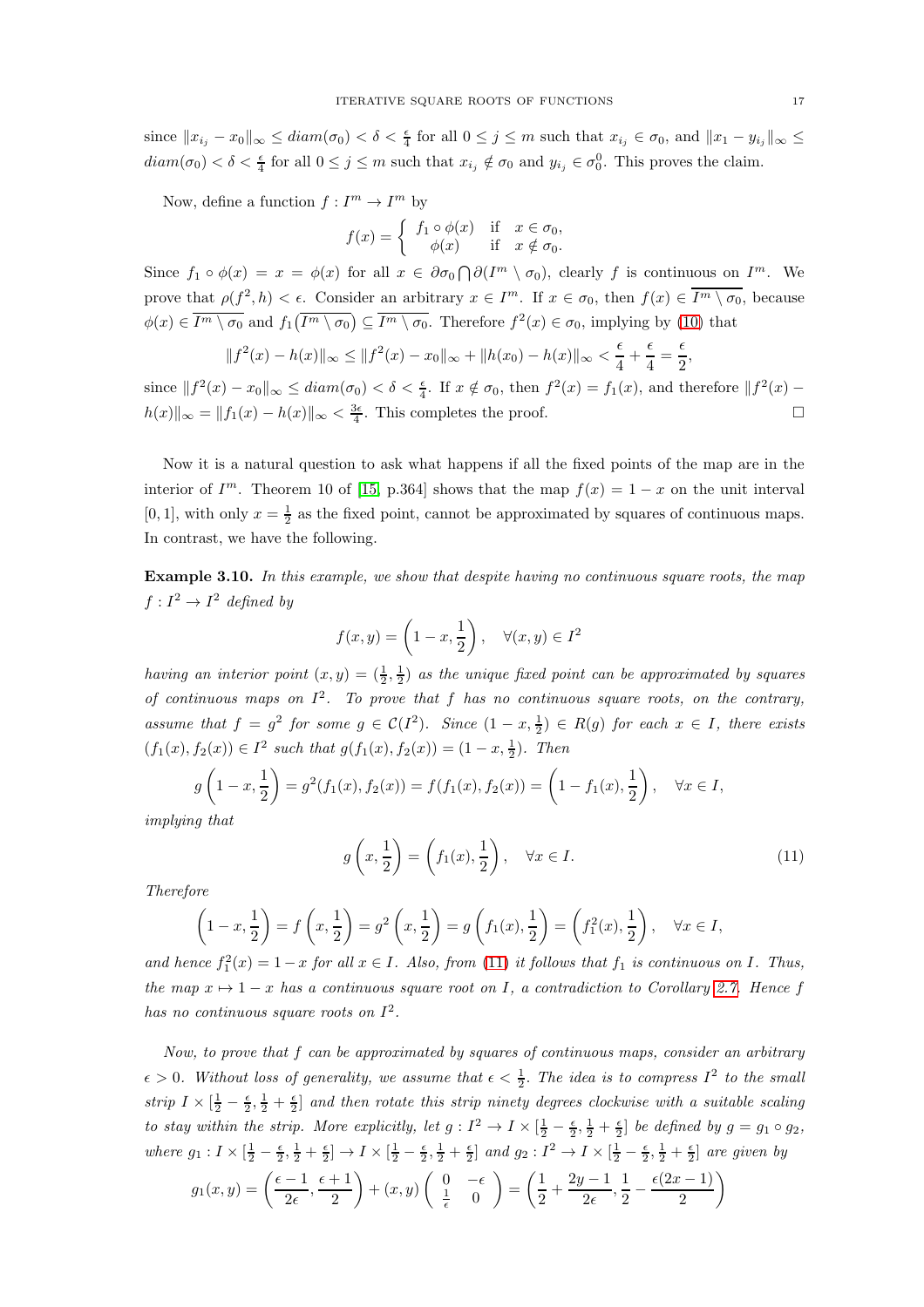since $\|x_{i_j} - x_0\|_\infty \leq diam(\sigma_0) < \delta < \frac{\epsilon}{4}$ for all $0 \leq j \leq m$ such that $x_{i_j} \in \sigma_0$, and $\|x_1 - y_{i_j}\|_\infty \leq diam(\sigma_0) < \delta < \frac{\epsilon}{4}$ for all $0 \leq j \leq m$ such that $x_{i_j} \notin \sigma_0$ and $y_{i_j} \in \sigma_0^0$. This proves the claim.

Now, define a function $f : I^m \to I^m$ by

$$f(x) = \begin{cases} f_1 \circ \phi(x) & \text{if} \quad x \in \sigma_0, \\ \phi(x) & \text{if} \quad x \notin \sigma_0. \end{cases}$$

Since $f_1 \circ \phi(x) = x = \phi(x)$ for all $x \in \partial\sigma_0 \bigcap \partial(I^m \setminus \sigma_0)$, clearly $f$ is continuous on $I^m$. We prove that $\rho(f^2, h) < \epsilon$. Consider an arbitrary $x \in I^m$. If $x \in \sigma_0$, then $f(x) \in \overline{I^m \setminus \sigma_0}$, because $\phi(x) \in \overline{I^m \setminus \sigma_0}$ and $f_1\big(\overline{I^m \setminus \sigma_0}\big) \subseteq \overline{I^m \setminus \sigma_0}$. Therefore $f^2(x) \in \sigma_0$, implying by (10) that

$$\|f^2(x) - h(x)\|_\infty \leq \|f^2(x) - x_0\|_\infty + \|h(x_0) - h(x)\|_\infty < \frac{\epsilon}{4} + \frac{\epsilon}{4} = \frac{\epsilon}{2},$$

since $\|f^2(x) - x_0\|_\infty \leq diam(\sigma_0) < \delta < \frac{\epsilon}{4}$. If $x \notin \sigma_0$, then $f^2(x) = f_1(x)$, and therefore $\|f^2(x) - h(x)\|_\infty = \|f_1(x) - h(x)\|_\infty < \frac{3\epsilon}{4}$. This completes the proof. $\square$

Now it is a natural question to ask what happens if all the fixed points of the map are in the interior of $I^m$. Theorem 10 of [15, p.364] shows that the map $f(x) = 1 - x$ on the unit interval $[0, 1]$, with only $x = \frac{1}{2}$ as the fixed point, cannot be approximated by squares of continuous maps. In contrast, we have the following.

**Example 3.10.** *In this example, we show that despite having no continuous square roots, the map $f : I^2 \to I^2$ defined by*

$$f(x, y) = \left(1 - x, \frac{1}{2}\right), \quad \forall (x, y) \in I^2$$

*having an interior point $(x, y) = (\frac{1}{2}, \frac{1}{2})$ as the unique fixed point can be approximated by squares of continuous maps on $I^2$. To prove that $f$ has no continuous square roots, on the contrary, assume that $f = g^2$ for some $g \in \mathcal{C}(I^2)$. Since $(1 - x, \frac{1}{2}) \in R(g)$ for each $x \in I$, there exists $(f_1(x), f_2(x)) \in I^2$ such that $g(f_1(x), f_2(x)) = (1 - x, \frac{1}{2})$. Then*

$$g\left(1 - x, \frac{1}{2}\right) = g^2(f_1(x), f_2(x)) = f(f_1(x), f_2(x)) = \left(1 - f_1(x), \frac{1}{2}\right), \quad \forall x \in I,$$

*implying that*

$$g\left(x, \frac{1}{2}\right) = \left(f_1(x), \frac{1}{2}\right), \quad \forall x \in I. \tag{11}$$

*Therefore*

$$\left(1 - x, \frac{1}{2}\right) = f\left(x, \frac{1}{2}\right) = g^2\left(x, \frac{1}{2}\right) = g\left(f_1(x), \frac{1}{2}\right) = \left(f_1^2(x), \frac{1}{2}\right), \quad \forall x \in I,$$

*and hence $f_1^2(x) = 1 - x$ for all $x \in I$. Also, from (11) it follows that $f_1$ is continuous on $I$. Thus, the map $x \mapsto 1 - x$ has a continuous square root on $I$, a contradiction to Corollary 2.7. Hence $f$ has no continuous square roots on $I^2$.*

*Now, to prove that $f$ can be approximated by squares of continuous maps, consider an arbitrary $\epsilon > 0$. Without loss of generality, we assume that $\epsilon < \frac{1}{2}$. The idea is to compress $I^2$ to the small strip $I \times [\frac{1}{2} - \frac{\epsilon}{2}, \frac{1}{2} + \frac{\epsilon}{2}]$ and then rotate this strip ninety degrees clockwise with a suitable scaling to stay within the strip. More explicitly, let $g : I^2 \to I \times [\frac{1}{2} - \frac{\epsilon}{2}, \frac{1}{2} + \frac{\epsilon}{2}]$ be defined by $g = g_1 \circ g_2$, where $g_1 : I \times [\frac{1}{2} - \frac{\epsilon}{2}, \frac{1}{2} + \frac{\epsilon}{2}] \to I \times [\frac{1}{2} - \frac{\epsilon}{2}, \frac{1}{2} + \frac{\epsilon}{2}]$ and $g_2 : I^2 \to I \times [\frac{1}{2} - \frac{\epsilon}{2}, \frac{1}{2} + \frac{\epsilon}{2}]$ are given by*

$$g_1(x, y) = \left(\frac{\epsilon - 1}{2\epsilon}, \frac{\epsilon + 1}{2}\right) + (x, y)\begin{pmatrix} 0 & -\epsilon \\ \frac{1}{\epsilon} & 0 \end{pmatrix} = \left(\frac{1}{2} + \frac{2y - 1}{2\epsilon}, \frac{1}{2} - \frac{\epsilon(2x - 1)}{2}\right)$$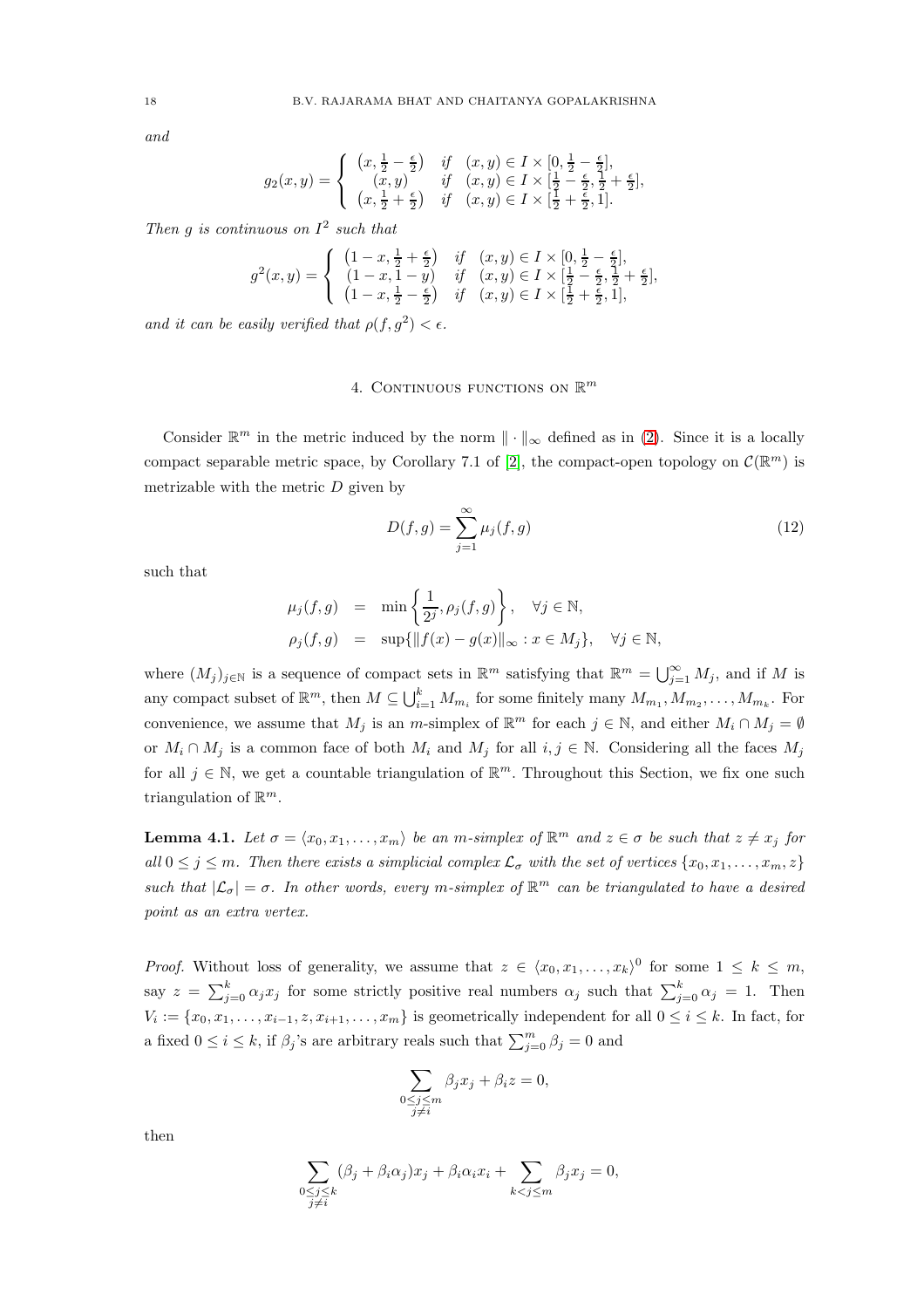*and*

$$g_2(x,y) = \begin{cases} \left(x, \frac{1}{2} - \frac{\epsilon}{2}\right) & \text{if } (x,y) \in I \times [0, \frac{1}{2} - \frac{\epsilon}{2}], \\ (x,y) & \text{if } (x,y) \in I \times [\frac{1}{2} - \frac{\epsilon}{2}, \frac{1}{2} + \frac{\epsilon}{2}], \\ \left(x, \frac{1}{2} + \frac{\epsilon}{2}\right) & \text{if } (x,y) \in I \times [\frac{1}{2} + \frac{\epsilon}{2}, 1]. \end{cases}$$

*Then $g$ is continuous on $I^2$ such that*

$$g^2(x,y) = \begin{cases} \left(1-x, \frac{1}{2} + \frac{\epsilon}{2}\right) & \text{if } (x,y) \in I \times [0, \frac{1}{2} - \frac{\epsilon}{2}], \\ (1-x, 1-y) & \text{if } (x,y) \in I \times [\frac{1}{2} - \frac{\epsilon}{2}, \frac{1}{2} + \frac{\epsilon}{2}], \\ \left(1-x, \frac{1}{2} - \frac{\epsilon}{2}\right) & \text{if } (x,y) \in I \times [\frac{1}{2} + \frac{\epsilon}{2}, 1], \end{cases}$$

*and it can be easily verified that $\rho(f, g^2) < \epsilon$.*

## 4. Continuous functions on $\mathbb{R}^m$

Consider $\mathbb{R}^m$ in the metric induced by the norm $\|\cdot\|_\infty$ defined as in (2). Since it is a locally compact separable metric space, by Corollary 7.1 of [2], the compact-open topology on $\mathcal{C}(\mathbb{R}^m)$ is metrizable with the metric $D$ given by

$$D(f,g) = \sum_{j=1}^{\infty} \mu_j(f,g) \tag{12}$$

such that

$$\begin{aligned} \mu_j(f,g) &= \min\left\{\frac{1}{2^j}, \rho_j(f,g)\right\}, \quad \forall j \in \mathbb{N}, \\ \rho_j(f,g) &= \sup\{\|f(x) - g(x)\|_\infty : x \in M_j\}, \quad \forall j \in \mathbb{N}, \end{aligned}$$

where $(M_j)_{j\in\mathbb{N}}$ is a sequence of compact sets in $\mathbb{R}^m$ satisfying that $\mathbb{R}^m = \bigcup_{j=1}^{\infty} M_j$, and if $M$ is any compact subset of $\mathbb{R}^m$, then $M \subseteq \bigcup_{i=1}^{k} M_{m_i}$ for some finitely many $M_{m_1}, M_{m_2}, \ldots, M_{m_k}$. For convenience, we assume that $M_j$ is an $m$-simplex of $\mathbb{R}^m$ for each $j \in \mathbb{N}$, and either $M_i \cap M_j = \emptyset$ or $M_i \cap M_j$ is a common face of both $M_i$ and $M_j$ for all $i, j \in \mathbb{N}$. Considering all the faces $M_j$ for all $j \in \mathbb{N}$, we get a countable triangulation of $\mathbb{R}^m$. Throughout this Section, we fix one such triangulation of $\mathbb{R}^m$.

**Lemma 4.1.** *Let $\sigma = \langle x_0, x_1, \ldots, x_m\rangle$ be an $m$-simplex of $\mathbb{R}^m$ and $z \in \sigma$ be such that $z \neq x_j$ for all $0 \leq j \leq m$. Then there exists a simplicial complex $\mathcal{L}_\sigma$ with the set of vertices $\{x_0, x_1, \ldots, x_m, z\}$ such that $|\mathcal{L}_\sigma| = \sigma$. In other words, every $m$-simplex of $\mathbb{R}^m$ can be triangulated to have a desired point as an extra vertex.*

*Proof.* Without loss of generality, we assume that $z \in \langle x_0, x_1, \ldots, x_k\rangle^0$ for some $1 \leq k \leq m$, say $z = \sum_{j=0}^{k} \alpha_j x_j$ for some strictly positive real numbers $\alpha_j$ such that $\sum_{j=0}^{k} \alpha_j = 1$. Then $V_i := \{x_0, x_1, \ldots, x_{i-1}, z, x_{i+1}, \ldots, x_m\}$ is geometrically independent for all $0 \leq i \leq k$. In fact, for a fixed $0 \leq i \leq k$, if $\beta_j$'s are arbitrary reals such that $\sum_{j=0}^{m} \beta_j = 0$ and

$$\sum_{\substack{0 \leq j \leq m \\ j \neq i}} \beta_j x_j + \beta_i z = 0,$$

then

$$\sum_{\substack{0 \leq j \leq k \\ j \neq i}} (\beta_j + \beta_i \alpha_j) x_j + \beta_i \alpha_i x_i + \sum_{k < j \leq m} \beta_j x_j = 0,$$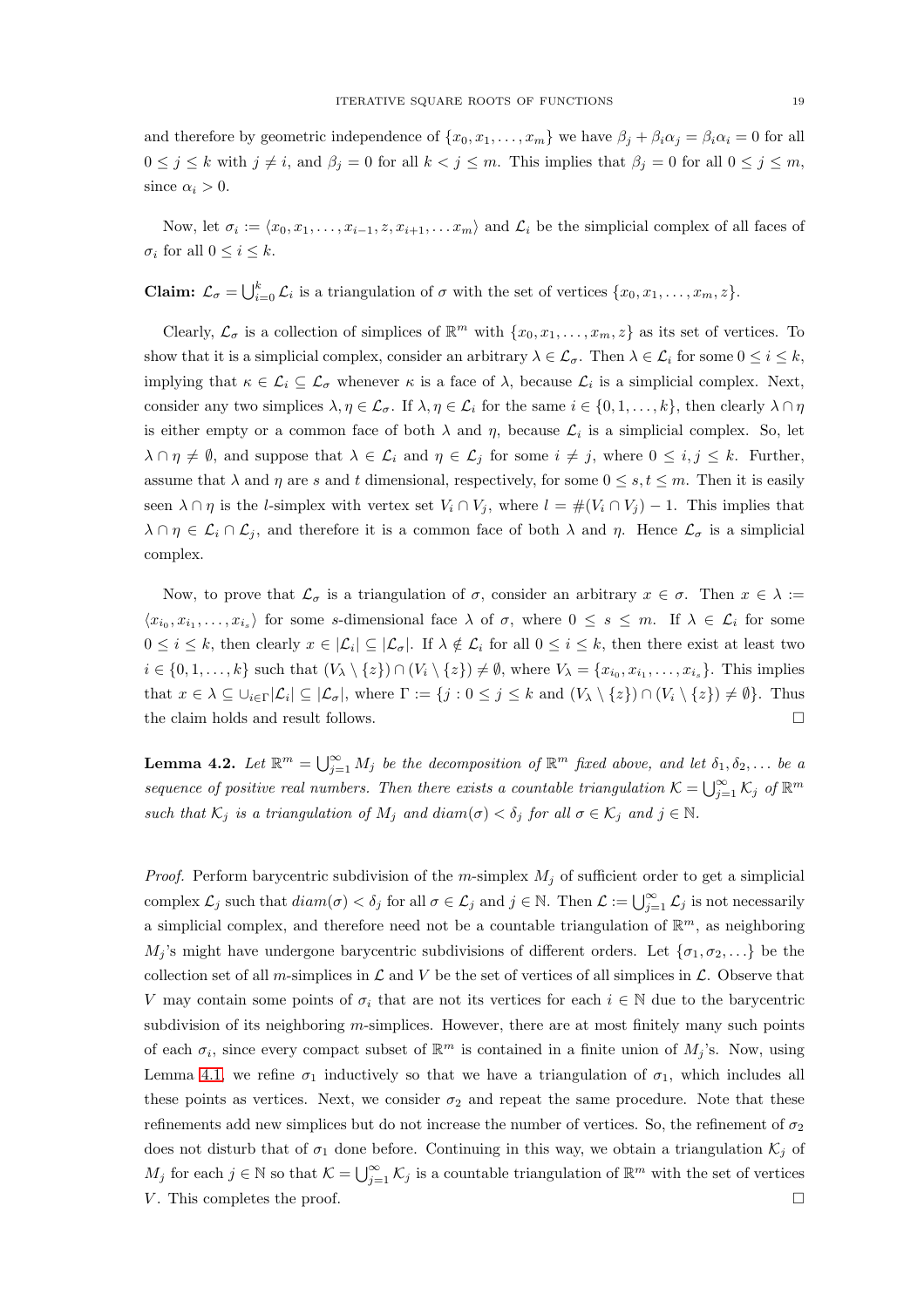and therefore by geometric independence of $\{x_0, x_1, \ldots, x_m\}$ we have $\beta_j + \beta_i\alpha_j = \beta_i\alpha_i = 0$ for all $0 \le j \le k$ with $j \ne i$, and $\beta_j = 0$ for all $k < j \le m$. This implies that $\beta_j = 0$ for all $0 \le j \le m$, since $\alpha_i > 0$.

Now, let $\sigma_i := \langle x_0, x_1, \ldots, x_{i-1}, z, x_{i+1}, \ldots x_m\rangle$ and $\mathcal{L}_i$ be the simplicial complex of all faces of $\sigma_i$ for all $0 \le i \le k$.

**Claim:** $\mathcal{L}_\sigma = \bigcup_{i=0}^k \mathcal{L}_i$ is a triangulation of $\sigma$ with the set of vertices $\{x_0, x_1, \ldots, x_m, z\}$.

Clearly, $\mathcal{L}_\sigma$ is a collection of simplices of $\mathbb{R}^m$ with $\{x_0, x_1, \ldots, x_m, z\}$ as its set of vertices. To show that it is a simplicial complex, consider an arbitrary $\lambda \in \mathcal{L}_\sigma$. Then $\lambda \in \mathcal{L}_i$ for some $0 \le i \le k$, implying that $\kappa \in \mathcal{L}_i \subseteq \mathcal{L}_\sigma$ whenever $\kappa$ is a face of $\lambda$, because $\mathcal{L}_i$ is a simplicial complex. Next, consider any two simplices $\lambda, \eta \in \mathcal{L}_\sigma$. If $\lambda, \eta \in \mathcal{L}_i$ for the same $i \in \{0, 1, \ldots, k\}$, then clearly $\lambda \cap \eta$ is either empty or a common face of both $\lambda$ and $\eta$, because $\mathcal{L}_i$ is a simplicial complex. So, let $\lambda \cap \eta \ne \emptyset$, and suppose that $\lambda \in \mathcal{L}_i$ and $\eta \in \mathcal{L}_j$ for some $i \ne j$, where $0 \le i, j \le k$. Further, assume that $\lambda$ and $\eta$ are $s$ and $t$ dimensional, respectively, for some $0 \le s, t \le m$. Then it is easily seen $\lambda \cap \eta$ is the $l$-simplex with vertex set $V_i \cap V_j$, where $l = \#(V_i \cap V_j) - 1$. This implies that $\lambda \cap \eta \in \mathcal{L}_i \cap \mathcal{L}_j$, and therefore it is a common face of both $\lambda$ and $\eta$. Hence $\mathcal{L}_\sigma$ is a simplicial complex.

Now, to prove that $\mathcal{L}_\sigma$ is a triangulation of $\sigma$, consider an arbitrary $x \in \sigma$. Then $x \in \lambda := \langle x_{i_0}, x_{i_1}, \ldots, x_{i_s}\rangle$ for some $s$-dimensional face $\lambda$ of $\sigma$, where $0 \le s \le m$. If $\lambda \in \mathcal{L}_i$ for some $0 \le i \le k$, then clearly $x \in |\mathcal{L}_i| \subseteq |\mathcal{L}_\sigma|$. If $\lambda \notin \mathcal{L}_i$ for all $0 \le i \le k$, then there exist at least two $i \in \{0, 1, \ldots, k\}$ such that $(V_\lambda \setminus \{z\}) \cap (V_i \setminus \{z\}) \ne \emptyset$, where $V_\lambda = \{x_{i_0}, x_{i_1}, \ldots, x_{i_s}\}$. This implies that $x \in \lambda \subseteq \cup_{i\in\Gamma}|\mathcal{L}_i| \subseteq |\mathcal{L}_\sigma|$, where $\Gamma := \{j : 0 \le j \le k \text{ and } (V_\lambda \setminus \{z\}) \cap (V_i \setminus \{z\}) \ne \emptyset\}$. Thus the claim holds and result follows. $\square$

**Lemma 4.2.** *Let $\mathbb{R}^m = \bigcup_{j=1}^\infty M_j$ be the decomposition of $\mathbb{R}^m$ fixed above, and let $\delta_1, \delta_2, \ldots$ be a sequence of positive real numbers. Then there exists a countable triangulation $\mathcal{K} = \bigcup_{j=1}^\infty \mathcal{K}_j$ of $\mathbb{R}^m$ such that $\mathcal{K}_j$ is a triangulation of $M_j$ and $diam(\sigma) < \delta_j$ for all $\sigma \in \mathcal{K}_j$ and $j \in \mathbb{N}$.*

*Proof.* Perform barycentric subdivision of the $m$-simplex $M_j$ of sufficient order to get a simplicial complex $\mathcal{L}_j$ such that $diam(\sigma) < \delta_j$ for all $\sigma \in \mathcal{L}_j$ and $j \in \mathbb{N}$. Then $\mathcal{L} := \bigcup_{j=1}^\infty \mathcal{L}_j$ is not necessarily a simplicial complex, and therefore need not be a countable triangulation of $\mathbb{R}^m$, as neighboring $M_j$'s might have undergone barycentric subdivisions of different orders. Let $\{\sigma_1, \sigma_2, \ldots\}$ be the collection set of all $m$-simplices in $\mathcal{L}$ and $V$ be the set of vertices of all simplices in $\mathcal{L}$. Observe that $V$ may contain some points of $\sigma_i$ that are not its vertices for each $i \in \mathbb{N}$ due to the barycentric subdivision of its neighboring $m$-simplices. However, there are at most finitely many such points of each $\sigma_i$, since every compact subset of $\mathbb{R}^m$ is contained in a finite union of $M_j$'s. Now, using Lemma 4.1, we refine $\sigma_1$ inductively so that we have a triangulation of $\sigma_1$, which includes all these points as vertices. Next, we consider $\sigma_2$ and repeat the same procedure. Note that these refinements add new simplices but do not increase the number of vertices. So, the refinement of $\sigma_2$ does not disturb that of $\sigma_1$ done before. Continuing in this way, we obtain a triangulation $\mathcal{K}_j$ of $M_j$ for each $j \in \mathbb{N}$ so that $\mathcal{K} = \bigcup_{j=1}^\infty \mathcal{K}_j$ is a countable triangulation of $\mathbb{R}^m$ with the set of vertices $V$. This completes the proof. $\square$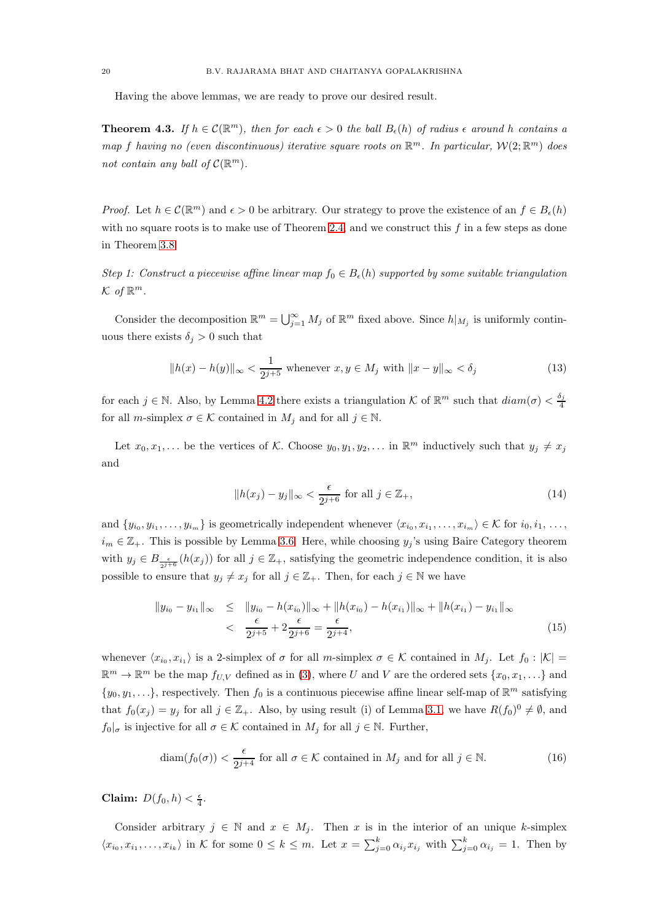Having the above lemmas, we are ready to prove our desired result.

**Theorem 4.3.** *If $h \in \mathcal{C}(\mathbb{R}^m)$, then for each $\epsilon > 0$ the ball $B_\epsilon(h)$ of radius $\epsilon$ around $h$ contains a map $f$ having no (even discontinuous) iterative square roots on $\mathbb{R}^m$. In particular, $\mathcal{W}(2;\mathbb{R}^m)$ does not contain any ball of $\mathcal{C}(\mathbb{R}^m)$.*

*Proof.* Let $h \in \mathcal{C}(\mathbb{R}^m)$ and $\epsilon > 0$ be arbitrary. Our strategy to prove the existence of an $f \in B_\epsilon(h)$ with no square roots is to make use of Theorem 2.4 and we construct this $f$ in a few steps as done in Theorem 3.8.

*Step 1: Construct a piecewise affine linear map $f_0 \in B_\epsilon(h)$ supported by some suitable triangulation $\mathcal{K}$ of $\mathbb{R}^m$.*

Consider the decomposition $\mathbb{R}^m = \bigcup_{j=1}^{\infty} M_j$ of $\mathbb{R}^m$ fixed above. Since $h|_{M_j}$ is uniformly continuous there exists $\delta_j > 0$ such that

$$\|h(x) - h(y)\|_\infty < \frac{1}{2^{j+5}} \text{ whenever } x, y \in M_j \text{ with } \|x - y\|_\infty < \delta_j \tag{13}$$

for each $j \in \mathbb{N}$. Also, by Lemma 4.2 there exists a triangulation $\mathcal{K}$ of $\mathbb{R}^m$ such that $diam(\sigma) < \frac{\delta_j}{4}$ for all $m$-simplex $\sigma \in \mathcal{K}$ contained in $M_j$ and for all $j \in \mathbb{N}$.

Let $x_0, x_1, \ldots$ be the vertices of $\mathcal{K}$. Choose $y_0, y_1, y_2, \ldots$ in $\mathbb{R}^m$ inductively such that $y_j \neq x_j$ and

$$\|h(x_j) - y_j\|_\infty < \frac{\epsilon}{2^{j+6}} \text{ for all } j \in \mathbb{Z}_+, \tag{14}$$

and $\{y_{i_0}, y_{i_1}, \ldots, y_{i_m}\}$ is geometrically independent whenever $\langle x_{i_0}, x_{i_1}, \ldots, x_{i_m}\rangle \in \mathcal{K}$ for $i_0, i_1, \ldots, i_m \in \mathbb{Z}_+$. This is possible by Lemma 3.6. Here, while choosing $y_j$'s using Baire Category theorem with $y_j \in B_{\frac{\epsilon}{2^{j+6}}}(h(x_j))$ for all $j \in \mathbb{Z}_+$, satisfying the geometric independence condition, it is also possible to ensure that $y_j \neq x_j$ for all $j \in \mathbb{Z}_+$. Then, for each $j \in \mathbb{N}$ we have

$$\begin{aligned}
\|y_{i_0} - y_{i_1}\|_\infty &\leq \|y_{i_0} - h(x_{i_0})\|_\infty + \|h(x_{i_0}) - h(x_{i_1})\|_\infty + \|h(x_{i_1}) - y_{i_1}\|_\infty \\
&< \frac{\epsilon}{2^{j+5}} + 2\frac{\epsilon}{2^{j+6}} = \frac{\epsilon}{2^{j+4}},
\end{aligned} \tag{15}$$

whenever $\langle x_{i_0}, x_{i_1}\rangle$ is a 2-simplex of $\sigma$ for all $m$-simplex $\sigma \in \mathcal{K}$ contained in $M_j$. Let $f_0 : |\mathcal{K}| = \mathbb{R}^m \to \mathbb{R}^m$ be the map $f_{U,V}$ defined as in (3), where $U$ and $V$ are the ordered sets $\{x_0, x_1, \ldots\}$ and $\{y_0, y_1, \ldots\}$, respectively. Then $f_0$ is a continuous piecewise affine linear self-map of $\mathbb{R}^m$ satisfying that $f_0(x_j) = y_j$ for all $j \in \mathbb{Z}_+$. Also, by using result (i) of Lemma 3.1, we have $R(f_0)^0 \neq \emptyset$, and $f_0|_\sigma$ is injective for all $\sigma \in \mathcal{K}$ contained in $M_j$ for all $j \in \mathbb{N}$. Further,

$$\text{diam}(f_0(\sigma)) < \frac{\epsilon}{2^{j+4}} \text{ for all } \sigma \in \mathcal{K} \text{ contained in } M_j \text{ and for all } j \in \mathbb{N}. \tag{16}$$

**Claim:** $D(f_0, h) < \frac{\epsilon}{4}$.

Consider arbitrary $j \in \mathbb{N}$ and $x \in M_j$. Then $x$ is in the interior of an unique $k$-simplex $\langle x_{i_0}, x_{i_1}, \ldots, x_{i_k}\rangle$ in $\mathcal{K}$ for some $0 \leq k \leq m$. Let $x = \sum_{j=0}^{k} \alpha_{i_j} x_{i_j}$ with $\sum_{j=0}^{k} \alpha_{i_j} = 1$. Then by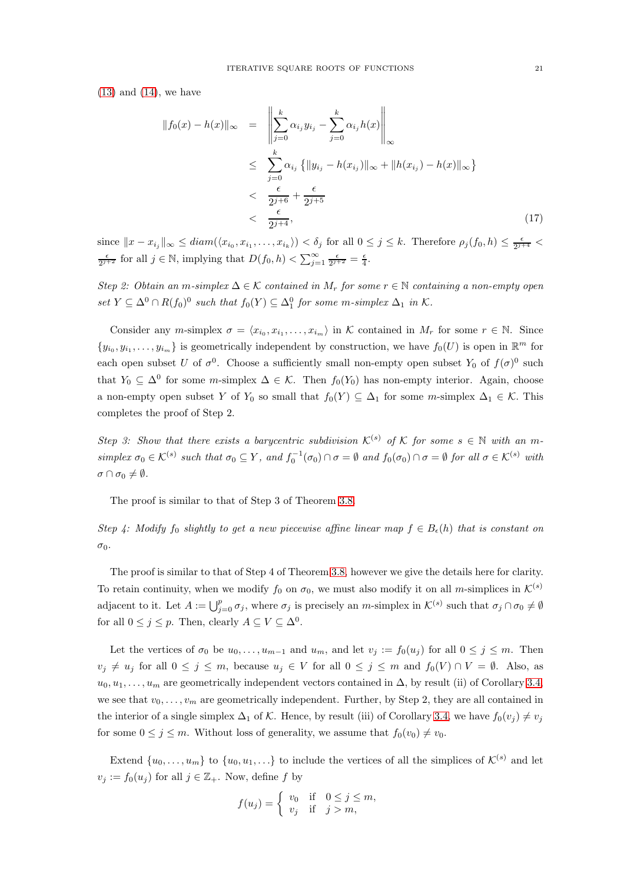(13) and (14), we have

$$
\begin{aligned}
\|f_0(x) - h(x)\|_\infty &= \left\| \sum_{j=0}^{k} \alpha_{i_j} y_{i_j} - \sum_{j=0}^{k} \alpha_{i_j} h(x) \right\|_\infty \\
&\leq \sum_{j=0}^{k} \alpha_{i_j} \left\{ \|y_{i_j} - h(x_{i_j})\|_\infty + \|h(x_{i_j}) - h(x)\|_\infty \right\} \\
&< \frac{\epsilon}{2^{j+6}} + \frac{\epsilon}{2^{j+5}} \\
&< \frac{\epsilon}{2^{j+4}},
\end{aligned} \tag{17}
$$

since $\|x - x_{i_j}\|_\infty \leq diam(\langle x_{i_0}, x_{i_1}, \ldots, x_{i_k} \rangle) < \delta_j$ for all $0 \leq j \leq k$. Therefore $\rho_j(f_0, h) \leq \frac{\epsilon}{2^{j+4}} < \frac{\epsilon}{2^{j+2}}$ for all $j \in \mathbb{N}$, implying that $D(f_0, h) < \sum_{j=1}^{\infty} \frac{\epsilon}{2^{j+2}} = \frac{\epsilon}{4}$.

*Step 2: Obtain an $m$-simplex $\Delta \in \mathcal{K}$ contained in $M_r$ for some $r \in \mathbb{N}$ containing a non-empty open set $Y \subseteq \Delta^0 \cap R(f_0)^0$ such that $f_0(Y) \subseteq \Delta_1^0$ for some $m$-simplex $\Delta_1$ in $\mathcal{K}$.*

Consider any $m$-simplex $\sigma = \langle x_{i_0}, x_{i_1}, \ldots, x_{i_m} \rangle$ in $\mathcal{K}$ contained in $M_r$ for some $r \in \mathbb{N}$. Since $\{y_{i_0}, y_{i_1}, \ldots, y_{i_m}\}$ is geometrically independent by construction, we have $f_0(U)$ is open in $\mathbb{R}^m$ for each open subset $U$ of $\sigma^0$. Choose a sufficiently small non-empty open subset $Y_0$ of $f(\sigma)^0$ such that $Y_0 \subseteq \Delta^0$ for some $m$-simplex $\Delta \in \mathcal{K}$. Then $f_0(Y_0)$ has non-empty interior. Again, choose a non-empty open subset $Y$ of $Y_0$ so small that $f_0(Y) \subseteq \Delta_1$ for some $m$-simplex $\Delta_1 \in \mathcal{K}$. This completes the proof of Step 2.

*Step 3: Show that there exists a barycentric subdivision $\mathcal{K}^{(s)}$ of $\mathcal{K}$ for some $s \in \mathbb{N}$ with an $m$-simplex $\sigma_0 \in \mathcal{K}^{(s)}$ such that $\sigma_0 \subseteq Y$, and $f_0^{-1}(\sigma_0) \cap \sigma = \emptyset$ and $f_0(\sigma_0) \cap \sigma = \emptyset$ for all $\sigma \in \mathcal{K}^{(s)}$ with $\sigma \cap \sigma_0 \neq \emptyset$.*

The proof is similar to that of Step 3 of Theorem 3.8.

*Step 4: Modify $f_0$ slightly to get a new piecewise affine linear map $f \in B_\epsilon(h)$ that is constant on $\sigma_0$.*

The proof is similar to that of Step 4 of Theorem 3.8, however we give the details here for clarity. To retain continuity, when we modify $f_0$ on $\sigma_0$, we must also modify it on all $m$-simplices in $\mathcal{K}^{(s)}$ adjacent to it. Let $A := \bigcup_{j=0}^{p} \sigma_j$, where $\sigma_j$ is precisely an $m$-simplex in $\mathcal{K}^{(s)}$ such that $\sigma_j \cap \sigma_0 \neq \emptyset$ for all $0 \leq j \leq p$. Then, clearly $A \subseteq V \subseteq \Delta^0$.

Let the vertices of $\sigma_0$ be $u_0, \ldots, u_{m-1}$ and $u_m$, and let $v_j := f_0(u_j)$ for all $0 \leq j \leq m$. Then $v_j \neq u_j$ for all $0 \leq j \leq m$, because $u_j \in V$ for all $0 \leq j \leq m$ and $f_0(V) \cap V = \emptyset$. Also, as $u_0, u_1, \ldots, u_m$ are geometrically independent vectors contained in $\Delta$, by result (ii) of Corollary 3.4, we see that $v_0, \ldots, v_m$ are geometrically independent. Further, by Step 2, they are all contained in the interior of a single simplex $\Delta_1$ of $\mathcal{K}$. Hence, by result (iii) of Corollary 3.4, we have $f_0(v_j) \neq v_j$ for some $0 \leq j \leq m$. Without loss of generality, we assume that $f_0(v_0) \neq v_0$.

Extend $\{u_0, \ldots, u_m\}$ to $\{u_0, u_1, \ldots\}$ to include the vertices of all the simplices of $\mathcal{K}^{(s)}$ and let $v_j := f_0(u_j)$ for all $j \in \mathbb{Z}_+$. Now, define $f$ by

$$
f(u_j) = \begin{cases} v_0 & \text{if} \quad 0 \leq j \leq m, \\ v_j & \text{if} \quad j > m, \end{cases}
$$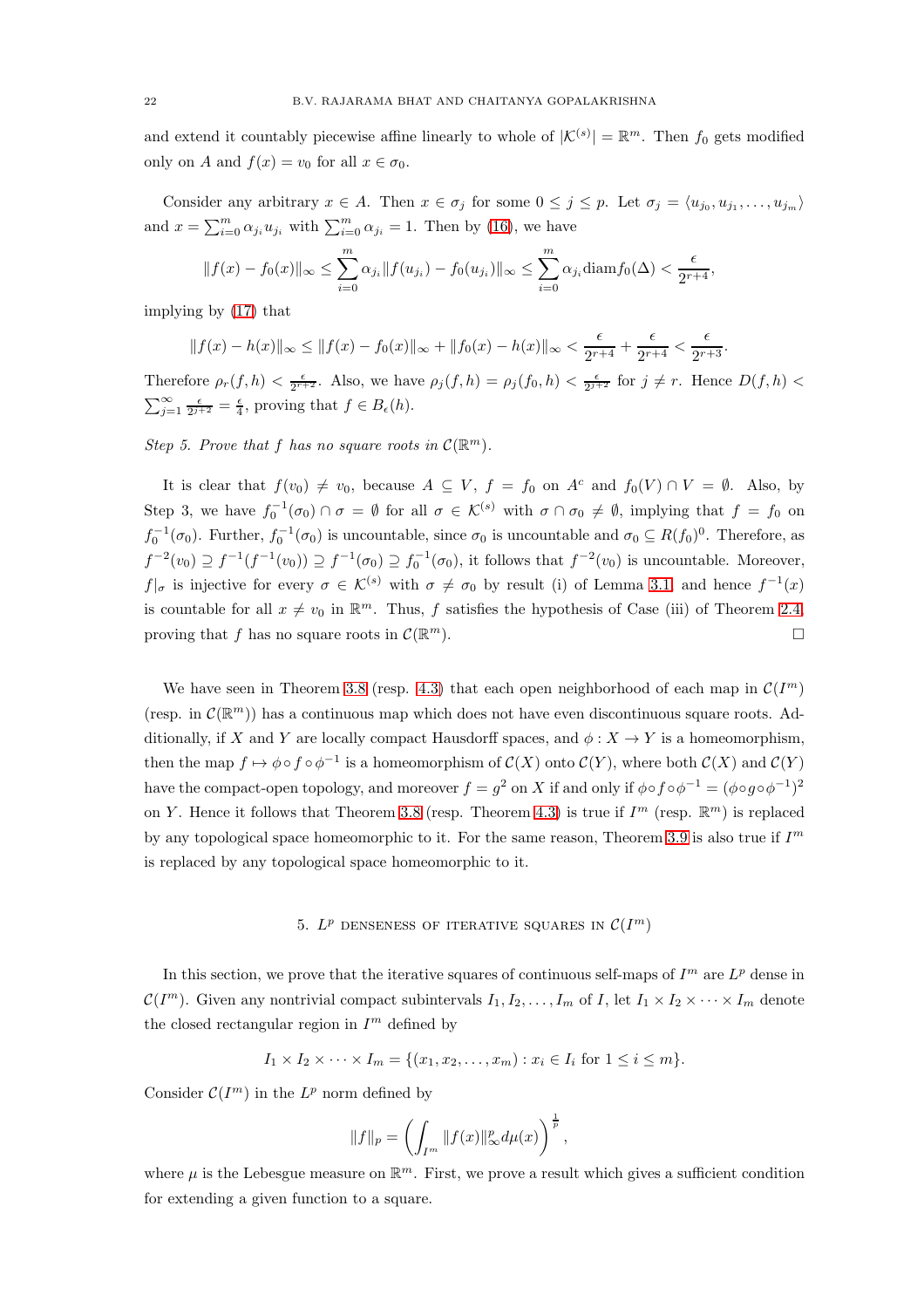and extend it countably piecewise affine linearly to whole of $|\mathcal{K}^{(s)}| = \mathbb{R}^m$. Then $f_0$ gets modified only on $A$ and $f(x) = v_0$ for all $x \in \sigma_0$.

Consider any arbitrary $x \in A$. Then $x \in \sigma_j$ for some $0 \leq j \leq p$. Let $\sigma_j = \langle u_{j_0}, u_{j_1}, \ldots, u_{j_m}\rangle$ and $x = \sum_{i=0}^m \alpha_{j_i} u_{j_i}$ with $\sum_{i=0}^m \alpha_{j_i} = 1$. Then by (16), we have

$$\|f(x) - f_0(x)\|_\infty \leq \sum_{i=0}^m \alpha_{j_i} \|f(u_{j_i}) - f_0(u_{j_i})\|_\infty \leq \sum_{i=0}^m \alpha_{j_i} \mathrm{diam} f_0(\Delta) < \frac{\epsilon}{2^{r+4}},$$

implying by (17) that

$$\|f(x) - h(x)\|_\infty \leq \|f(x) - f_0(x)\|_\infty + \|f_0(x) - h(x)\|_\infty < \frac{\epsilon}{2^{r+4}} + \frac{\epsilon}{2^{r+4}} < \frac{\epsilon}{2^{r+3}}.$$

Therefore $\rho_r(f, h) < \frac{\epsilon}{2^{r+2}}$. Also, we have $\rho_j(f, h) = \rho_j(f_0, h) < \frac{\epsilon}{2^{j+2}}$ for $j \neq r$. Hence $D(f, h) < \sum_{j=1}^\infty \frac{\epsilon}{2^{j+2}} = \frac{\epsilon}{4}$, proving that $f \in B_\epsilon(h)$.

*Step 5. Prove that $f$ has no square roots in $\mathcal{C}(\mathbb{R}^m)$.*

It is clear that $f(v_0) \neq v_0$, because $A \subseteq V$, $f = f_0$ on $A^c$ and $f_0(V) \cap V = \emptyset$. Also, by Step 3, we have $f_0^{-1}(\sigma_0) \cap \sigma = \emptyset$ for all $\sigma \in \mathcal{K}^{(s)}$ with $\sigma \cap \sigma_0 \neq \emptyset$, implying that $f = f_0$ on $f_0^{-1}(\sigma_0)$. Further, $f_0^{-1}(\sigma_0)$ is uncountable, since $\sigma_0$ is uncountable and $\sigma_0 \subseteq R(f_0)^0$. Therefore, as $f^{-2}(v_0) \supseteq f^{-1}(f^{-1}(v_0)) \supseteq f^{-1}(\sigma_0) \supseteq f_0^{-1}(\sigma_0)$, it follows that $f^{-2}(v_0)$ is uncountable. Moreover, $f|_\sigma$ is injective for every $\sigma \in \mathcal{K}^{(s)}$ with $\sigma \neq \sigma_0$ by result (i) of Lemma 3.1 and hence $f^{-1}(x)$ is countable for all $x \neq v_0$ in $\mathbb{R}^m$. Thus, $f$ satisfies the hypothesis of Case (iii) of Theorem 2.4, proving that $f$ has no square roots in $\mathcal{C}(\mathbb{R}^m)$. $\square$

We have seen in Theorem 3.8 (resp. 4.3) that each open neighborhood of each map in $\mathcal{C}(I^m)$ (resp. in $\mathcal{C}(\mathbb{R}^m)$) has a continuous map which does not have even discontinuous square roots. Additionally, if $X$ and $Y$ are locally compact Hausdorff spaces, and $\phi : X \to Y$ is a homeomorphism, then the map $f \mapsto \phi \circ f \circ \phi^{-1}$ is a homeomorphism of $\mathcal{C}(X)$ onto $\mathcal{C}(Y)$, where both $\mathcal{C}(X)$ and $\mathcal{C}(Y)$ have the compact-open topology, and moreover $f = g^2$ on $X$ if and only if $\phi \circ f \circ \phi^{-1} = (\phi \circ g \circ \phi^{-1})^2$ on $Y$. Hence it follows that Theorem 3.8 (resp. Theorem 4.3) is true if $I^m$ (resp. $\mathbb{R}^m$) is replaced by any topological space homeomorphic to it. For the same reason, Theorem 3.9 is also true if $I^m$ is replaced by any topological space homeomorphic to it.

## 5. $L^p$ denseness of iterative squares in $\mathcal{C}(I^m)$

In this section, we prove that the iterative squares of continuous self-maps of $I^m$ are $L^p$ dense in $\mathcal{C}(I^m)$. Given any nontrivial compact subintervals $I_1, I_2, \ldots, I_m$ of $I$, let $I_1 \times I_2 \times \cdots \times I_m$ denote the closed rectangular region in $I^m$ defined by

$$I_1 \times I_2 \times \cdots \times I_m = \{(x_1, x_2, \ldots, x_m) : x_i \in I_i \text{ for } 1 \leq i \leq m\}.$$

Consider $\mathcal{C}(I^m)$ in the $L^p$ norm defined by

$$\|f\|_p = \left( \int_{I^m} \|f(x)\|_\infty^p d\mu(x) \right)^{\frac{1}{p}},$$

where $\mu$ is the Lebesgue measure on $\mathbb{R}^m$. First, we prove a result which gives a sufficient condition for extending a given function to a square.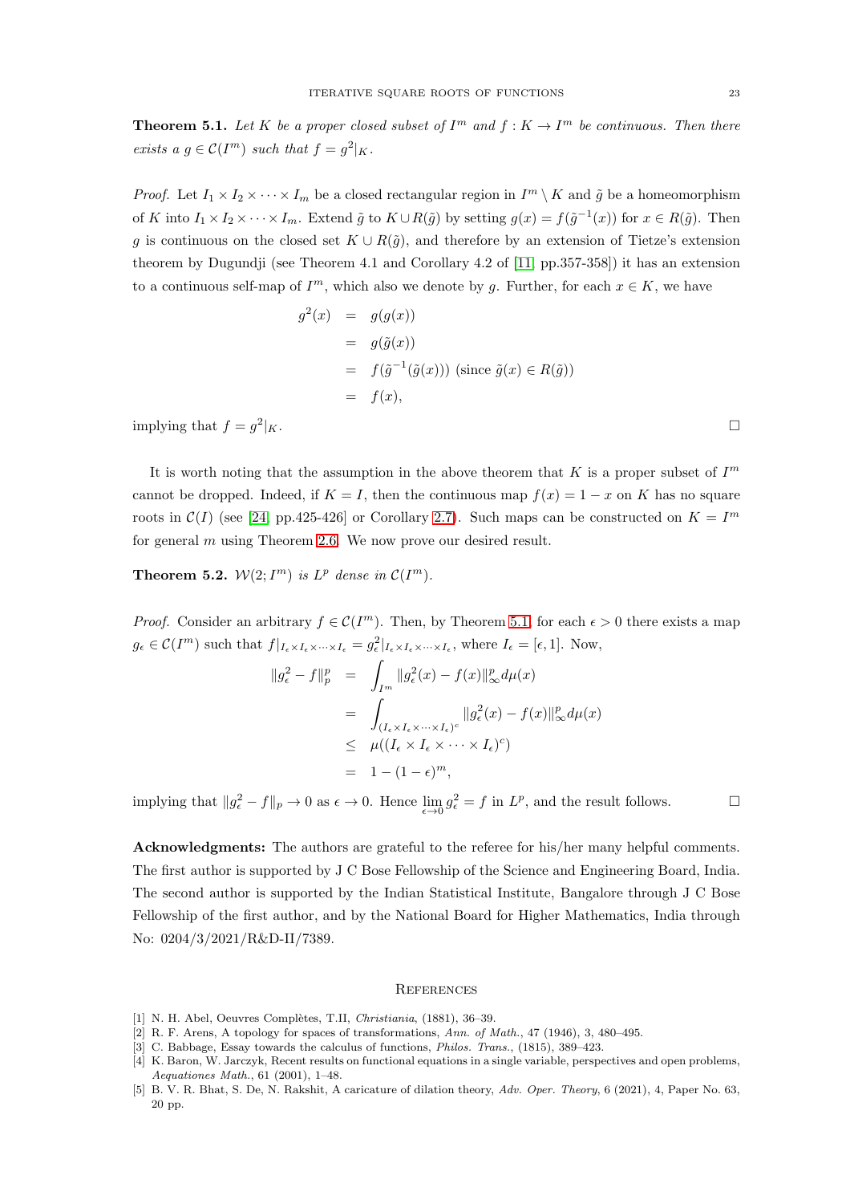**Theorem 5.1.** *Let $K$ be a proper closed subset of $I^m$ and $f : K \to I^m$ be continuous. Then there exists a $g \in \mathcal{C}(I^m)$ such that $f = g^2|_K$.*

*Proof.* Let $I_1 \times I_2 \times \cdots \times I_m$ be a closed rectangular region in $I^m \setminus K$ and $\tilde{g}$ be a homeomorphism of $K$ into $I_1 \times I_2 \times \cdots \times I_m$. Extend $\tilde{g}$ to $K \cup R(\tilde{g})$ by setting $g(x) = f(\tilde{g}^{-1}(x))$ for $x \in R(\tilde{g})$. Then $g$ is continuous on the closed set $K \cup R(\tilde{g})$, and therefore by an extension of Tietze's extension theorem by Dugundji (see Theorem 4.1 and Corollary 4.2 of [11, pp.357-358]) it has an extension to a continuous self-map of $I^m$, which also we denote by $g$. Further, for each $x \in K$, we have

$$
\begin{aligned}
g^2(x) &= g(g(x)) \\
&= g(\tilde{g}(x)) \\
&= f(\tilde{g}^{-1}(\tilde{g}(x))) \text{ (since } \tilde{g}(x) \in R(\tilde{g})) \\
&= f(x),
\end{aligned}
$$

implying that $f = g^2|_K$. $\square$

It is worth noting that the assumption in the above theorem that $K$ is a proper subset of $I^m$ cannot be dropped. Indeed, if $K = I$, then the continuous map $f(x) = 1 - x$ on $K$ has no square roots in $\mathcal{C}(I)$ (see [24, pp.425-426] or Corollary 2.7). Such maps can be constructed on $K = I^m$ for general $m$ using Theorem 2.6. We now prove our desired result.

**Theorem 5.2.** *$\mathcal{W}(2; I^m)$ is $L^p$ dense in $\mathcal{C}(I^m)$.*

*Proof.* Consider an arbitrary $f \in \mathcal{C}(I^m)$. Then, by Theorem 5.1, for each $\epsilon > 0$ there exists a map $g_\epsilon \in \mathcal{C}(I^m)$ such that $f|_{I_\epsilon \times I_\epsilon \times \cdots \times I_\epsilon} = g_\epsilon^2|_{I_\epsilon \times I_\epsilon \times \cdots \times I_\epsilon}$, where $I_\epsilon = [\epsilon, 1]$. Now,

$$
\begin{aligned}
\|g_\epsilon^2 - f\|_p^p &= \int_{I^m} \|g_\epsilon^2(x) - f(x)\|_\infty^p d\mu(x) \\
&= \int_{(I_\epsilon \times I_\epsilon \times \cdots \times I_\epsilon)^c} \|g_\epsilon^2(x) - f(x)\|_\infty^p d\mu(x) \\
&\leq \mu((I_\epsilon \times I_\epsilon \times \cdots \times I_\epsilon)^c) \\
&= 1 - (1 - \epsilon)^m,
\end{aligned}
$$

implying that $\|g_\epsilon^2 - f\|_p \to 0$ as $\epsilon \to 0$. Hence $\lim_{\epsilon \to 0} g_\epsilon^2 = f$ in $L^p$, and the result follows. $\square$

**Acknowledgments:** The authors are grateful to the referee for his/her many helpful comments. The first author is supported by J C Bose Fellowship of the Science and Engineering Board, India. The second author is supported by the Indian Statistical Institute, Bangalore through J C Bose Fellowship of the first author, and by the National Board for Higher Mathematics, India through No: 0204/3/2021/R&D-II/7389.

## References

[1] N. H. Abel, Oeuvres Complètes, T.II, *Christiania*, (1881), 36–39.

[2] R. F. Arens, A topology for spaces of transformations, *Ann. of Math.*, 47 (1946), 3, 480–495.

[3] C. Babbage, Essay towards the calculus of functions, *Philos. Trans.*, (1815), 389–423.

[4] K. Baron, W. Jarczyk, Recent results on functional equations in a single variable, perspectives and open problems, *Aequationes Math.*, 61 (2001), 1–48.

[5] B. V. R. Bhat, S. De, N. Rakshit, A caricature of dilation theory, *Adv. Oper. Theory*, 6 (2021), 4, Paper No. 63, 20 pp.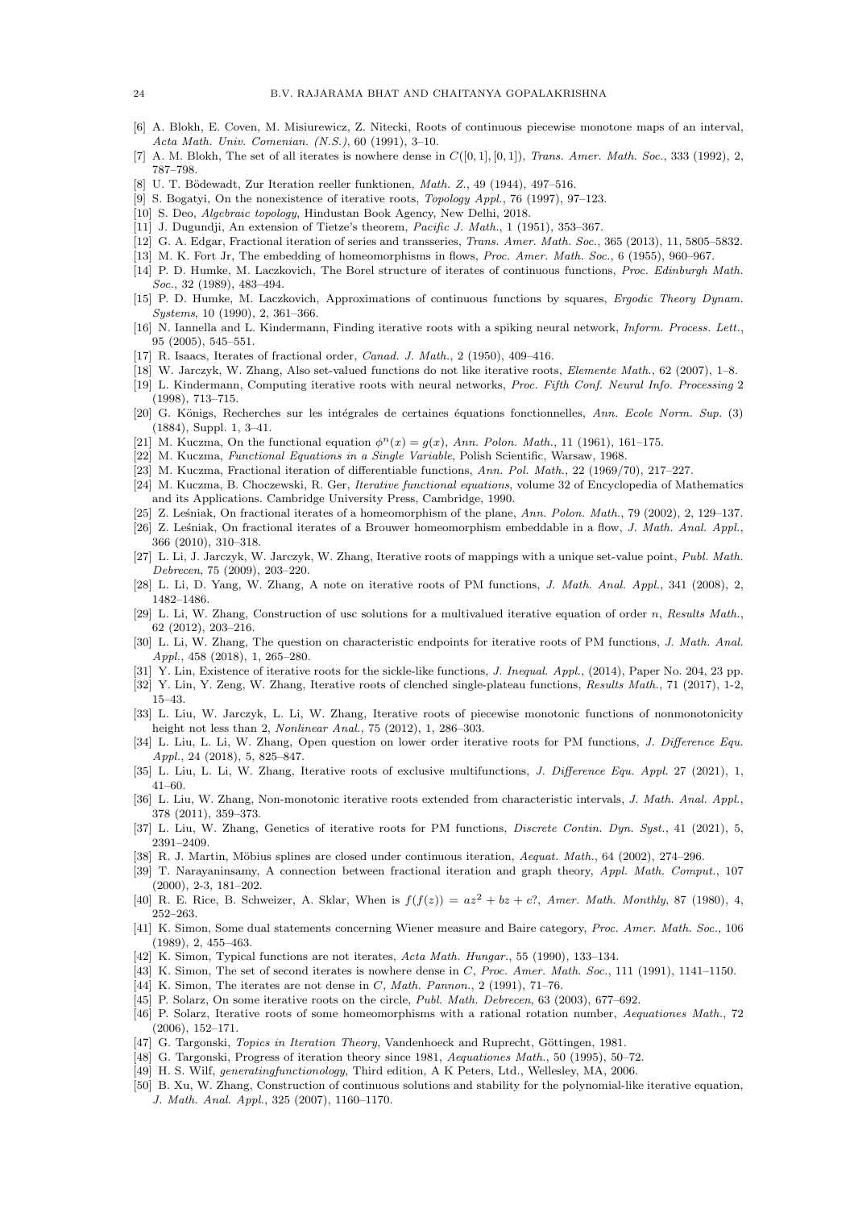[6] A. Blokh, E. Coven, M. Misiurewicz, Z. Nitecki, Roots of continuous piecewise monotone maps of an interval, *Acta Math. Univ. Comenian. (N.S.)*, 60 (1991), 3–10.

[7] A. M. Blokh, The set of all iterates is nowhere dense in $C([0,1],[0,1])$, *Trans. Amer. Math. Soc.*, 333 (1992), 2, 787–798.

[8] U. T. Bödewadt, Zur Iteration reeller funktionen, *Math. Z.*, 49 (1944), 497–516.

[9] S. Bogatyi, On the nonexistence of iterative roots, *Topology Appl.*, 76 (1997), 97–123.

[10] S. Deo, *Algebraic topology*, Hindustan Book Agency, New Delhi, 2018.

[11] J. Dugundji, An extension of Tietze's theorem, *Pacific J. Math.*, 1 (1951), 353–367.

[12] G. A. Edgar, Fractional iteration of series and transseries, *Trans. Amer. Math. Soc.*, 365 (2013), 11, 5805–5832.

[13] M. K. Fort Jr, The embedding of homeomorphisms in flows, *Proc. Amer. Math. Soc.*, 6 (1955), 960–967.

[14] P. D. Humke, M. Laczkovich, The Borel structure of iterates of continuous functions, *Proc. Edinburgh Math. Soc.*, 32 (1989), 483–494.

[15] P. D. Humke, M. Laczkovich, Approximations of continuous functions by squares, *Ergodic Theory Dynam. Systems*, 10 (1990), 2, 361–366.

[16] N. Iannella and L. Kindermann, Finding iterative roots with a spiking neural network, *Inform. Process. Lett.*, 95 (2005), 545–551.

[17] R. Isaacs, Iterates of fractional order, *Canad. J. Math.*, 2 (1950), 409–416.

[18] W. Jarczyk, W. Zhang, Also set-valued functions do not like iterative roots, *Elemente Math.*, 62 (2007), 1–8.

[19] L. Kindermann, Computing iterative roots with neural networks, *Proc. Fifth Conf. Neural Info. Processing* 2 (1998), 713–715.

[20] G. Königs, Recherches sur les intégrales de certaines équations fonctionnelles, *Ann. Ecole Norm. Sup.* (3) (1884), Suppl. 1, 3–41.

[21] M. Kuczma, On the functional equation $\phi^n(x) = g(x)$, *Ann. Polon. Math.*, 11 (1961), 161–175.

[22] M. Kuczma, *Functional Equations in a Single Variable*, Polish Scientific, Warsaw, 1968.

[23] M. Kuczma, Fractional iteration of differentiable functions, *Ann. Pol. Math.*, 22 (1969/70), 217–227.

[24] M. Kuczma, B. Choczewski, R. Ger, *Iterative functional equations*, volume 32 of Encyclopedia of Mathematics and its Applications. Cambridge University Press, Cambridge, 1990.

[25] Z. Leśniak, On fractional iterates of a homeomorphism of the plane, *Ann. Polon. Math.*, 79 (2002), 2, 129–137.

[26] Z. Leśniak, On fractional iterates of a Brouwer homeomorphism embeddable in a flow, *J. Math. Anal. Appl.*, 366 (2010), 310–318.

[27] L. Li, J. Jarczyk, W. Jarczyk, W. Zhang, Iterative roots of mappings with a unique set-value point, *Publ. Math. Debrecen*, 75 (2009), 203–220.

[28] L. Li, D. Yang, W. Zhang, A note on iterative roots of PM functions, *J. Math. Anal. Appl.*, 341 (2008), 2, 1482–1486.

[29] L. Li, W. Zhang, Construction of usc solutions for a multivalued iterative equation of order $n$, *Results Math.*, 62 (2012), 203–216.

[30] L. Li, W. Zhang, The question on characteristic endpoints for iterative roots of PM functions, *J. Math. Anal. Appl.*, 458 (2018), 1, 265–280.

[31] Y. Lin, Existence of iterative roots for the sickle-like functions, *J. Inequal. Appl.*, (2014), Paper No. 204, 23 pp.

[32] Y. Lin, Y. Zeng, W. Zhang, Iterative roots of clenched single-plateau functions, *Results Math.*, 71 (2017), 1-2, 15–43.

[33] L. Liu, W. Jarczyk, L. Li, W. Zhang, Iterative roots of piecewise monotonic functions of nonmonotonicity height not less than 2, *Nonlinear Anal.*, 75 (2012), 1, 286–303.

[34] L. Liu, L. Li, W. Zhang, Open question on lower order iterative roots for PM functions, *J. Difference Equ. Appl.*, 24 (2018), 5, 825–847.

[35] L. Liu, L. Li, W. Zhang, Iterative roots of exclusive multifunctions, *J. Difference Equ. Appl.* 27 (2021), 1, 41–60.

[36] L. Liu, W. Zhang, Non-monotonic iterative roots extended from characteristic intervals, *J. Math. Anal. Appl.*, 378 (2011), 359–373.

[37] L. Liu, W. Zhang, Genetics of iterative roots for PM functions, *Discrete Contin. Dyn. Syst.*, 41 (2021), 5, 2391–2409.

[38] R. J. Martin, Möbius splines are closed under continuous iteration, *Aequat. Math.*, 64 (2002), 274–296.

[39] T. Narayaninsamy, A connection between fractional iteration and graph theory, *Appl. Math. Comput.*, 107 (2000), 2-3, 181–202.

[40] R. E. Rice, B. Schweizer, A. Sklar, When is $f(f(z)) = az^2 + bz + c$?, *Amer. Math. Monthly*, 87 (1980), 4, 252–263.

[41] K. Simon, Some dual statements concerning Wiener measure and Baire category, *Proc. Amer. Math. Soc.*, 106 (1989), 2, 455–463.

[42] K. Simon, Typical functions are not iterates, *Acta Math. Hungar.*, 55 (1990), 133–134.

[43] K. Simon, The set of second iterates is nowhere dense in $C$, *Proc. Amer. Math. Soc.*, 111 (1991), 1141–1150.

[44] K. Simon, The iterates are not dense in $C$, *Math. Pannon.*, 2 (1991), 71–76.

[45] P. Solarz, On some iterative roots on the circle, *Publ. Math. Debrecen*, 63 (2003), 677–692.

[46] P. Solarz, Iterative roots of some homeomorphisms with a rational rotation number, *Aequationes Math.*, 72 (2006), 152–171.

[47] G. Targonski, *Topics in Iteration Theory*, Vandenhoeck and Ruprecht, Göttingen, 1981.

[48] G. Targonski, Progress of iteration theory since 1981, *Aequationes Math.*, 50 (1995), 50–72.

[49] H. S. Wilf, *generatingfunctionology*, Third edition, A K Peters, Ltd., Wellesley, MA, 2006.

[50] B. Xu, W. Zhang, Construction of continuous solutions and stability for the polynomial-like iterative equation, *J. Math. Anal. Appl.*, 325 (2007), 1160–1170.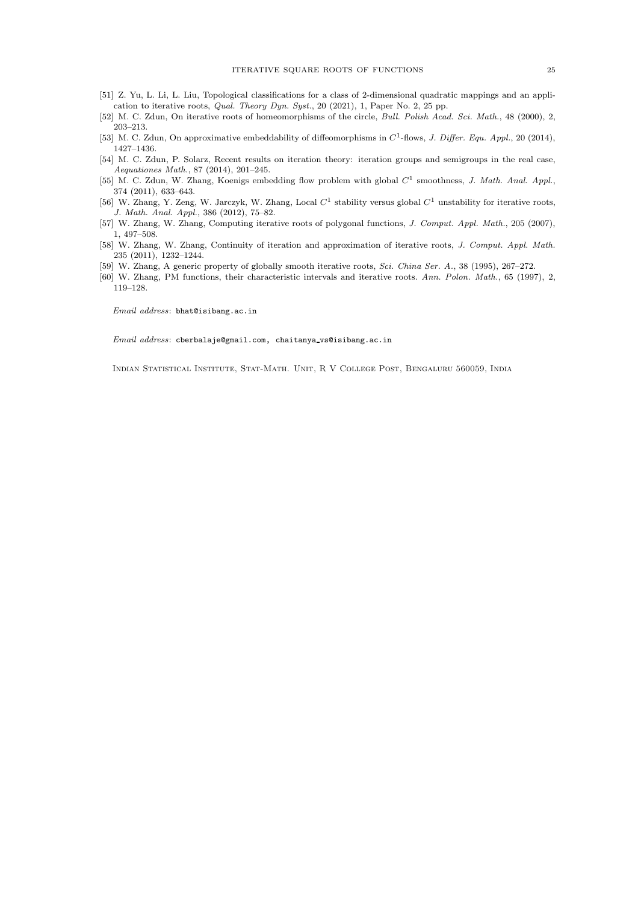[51] Z. Yu, L. Li, L. Liu, Topological classifications for a class of 2-dimensional quadratic mappings and an application to iterative roots, *Qual. Theory Dyn. Syst.*, 20 (2021), 1, Paper No. 2, 25 pp.

[52] M. C. Zdun, On iterative roots of homeomorphisms of the circle, *Bull. Polish Acad. Sci. Math.*, 48 (2000), 2, 203–213.

[53] M. C. Zdun, On approximative embeddability of diffeomorphisms in $C^1$-flows, *J. Differ. Equ. Appl.*, 20 (2014), 1427–1436.

[54] M. C. Zdun, P. Solarz, Recent results on iteration theory: iteration groups and semigroups in the real case, *Aequationes Math.*, 87 (2014), 201–245.

[55] M. C. Zdun, W. Zhang, Koenigs embedding flow problem with global $C^1$ smoothness, *J. Math. Anal. Appl.*, 374 (2011), 633–643.

[56] W. Zhang, Y. Zeng, W. Jarczyk, W. Zhang, Local $C^1$ stability versus global $C^1$ unstability for iterative roots, *J. Math. Anal. Appl.*, 386 (2012), 75–82.

[57] W. Zhang, W. Zhang, Computing iterative roots of polygonal functions, *J. Comput. Appl. Math.*, 205 (2007), 1, 497–508.

[58] W. Zhang, W. Zhang, Continuity of iteration and approximation of iterative roots, *J. Comput. Appl. Math.* 235 (2011), 1232–1244.

[59] W. Zhang, A generic property of globally smooth iterative roots, *Sci. China Ser. A.*, 38 (1995), 267–272.

[60] W. Zhang, PM functions, their characteristic intervals and iterative roots. *Ann. Polon. Math.*, 65 (1997), 2, 119–128.

*Email address*: bhat@isibang.ac.in

*Email address*: cberbalaje@gmail.com, chaitanya_vs@isibang.ac.in

Indian Statistical Institute, Stat-Math. Unit, R V College Post, Bengaluru 560059, India